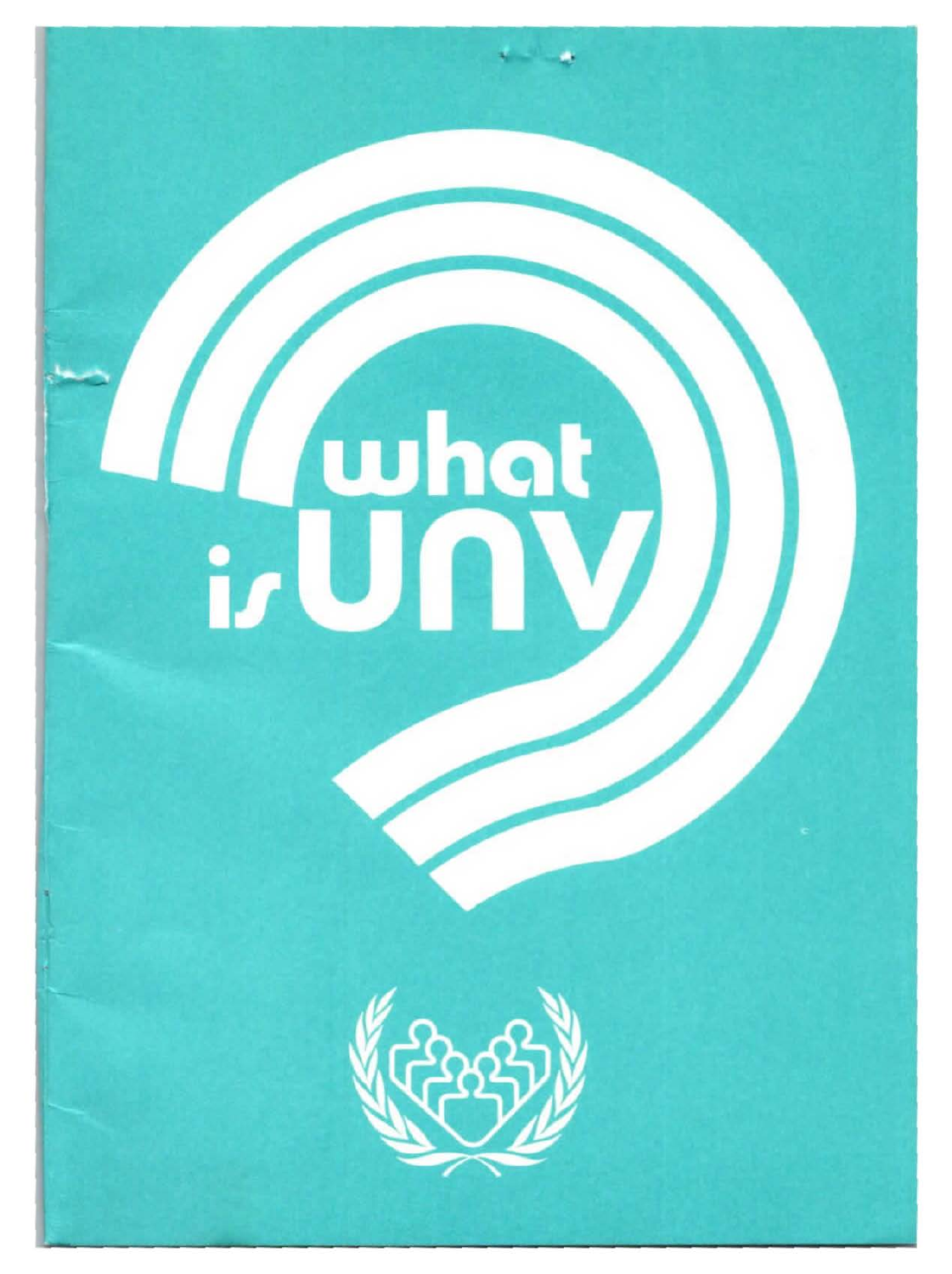# what is UNV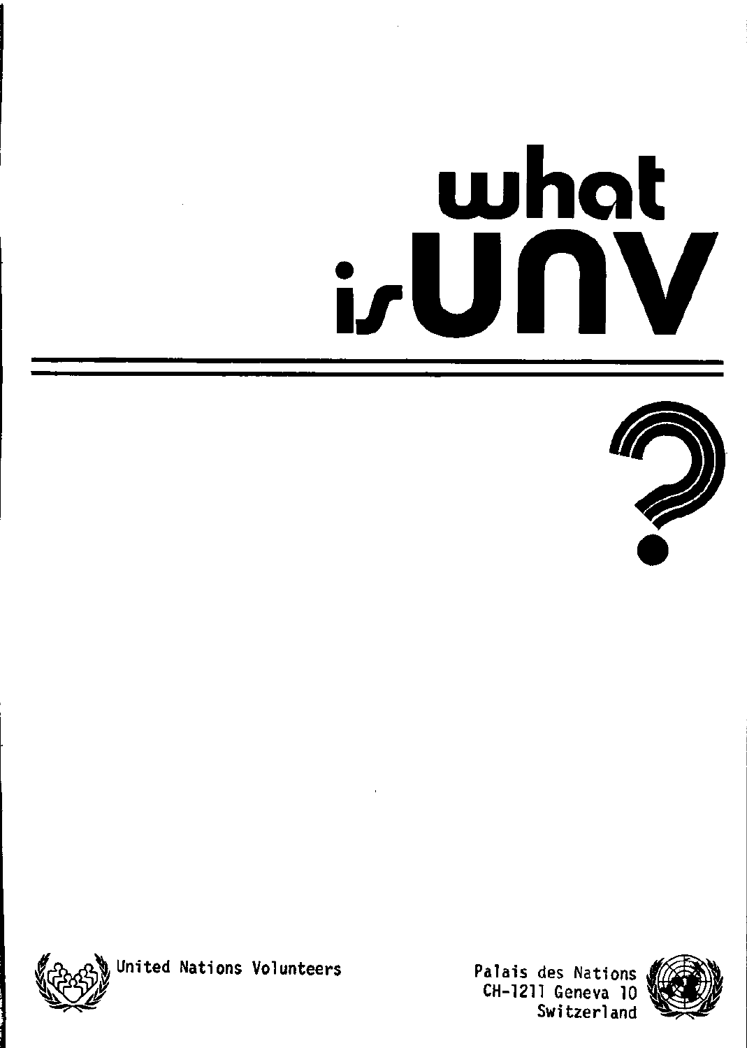# what is UNV

?

United Nations Volunteers

Palais des Nations
CH-1211 Geneva 10
Switzerland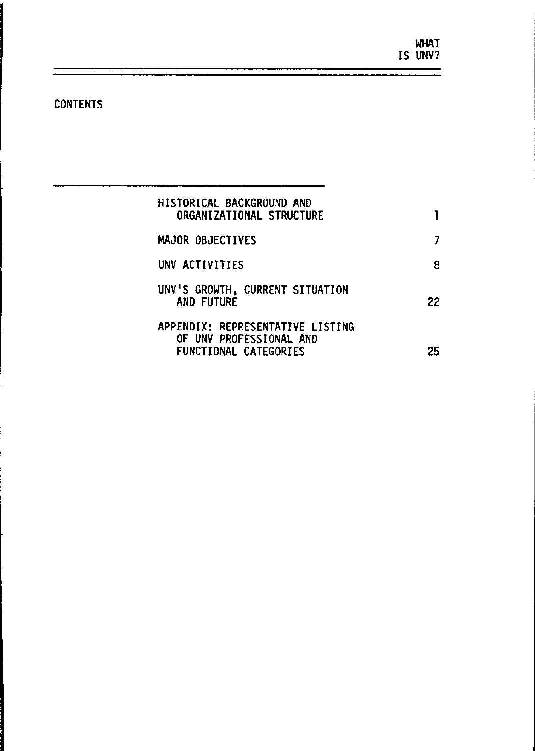# CONTENTS

| | |
|---|---|
| HISTORICAL BACKGROUND AND ORGANIZATIONAL STRUCTURE | 1 |
| MAJOR OBJECTIVES | 7 |
| UNV ACTIVITIES | 8 |
| UNV'S GROWTH, CURRENT SITUATION AND FUTURE | 22 |
| APPENDIX: REPRESENTATIVE LISTING OF UNV PROFESSIONAL AND FUNCTIONAL CATEGORIES | 25 |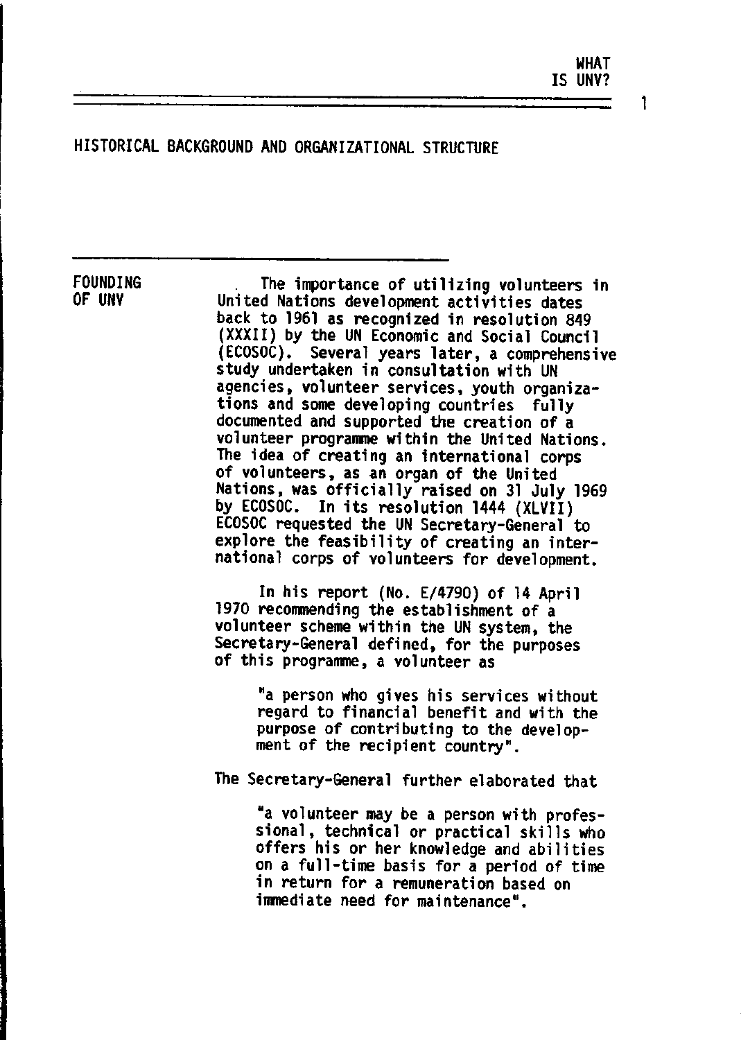## HISTORICAL BACKGROUND AND ORGANIZATIONAL STRUCTURE

### FOUNDING OF UNV

The importance of utilizing volunteers in United Nations development activities dates back to 1961 as recognized in resolution 849 (XXXII) by the UN Economic and Social Council (ECOSOC). Several years later, a comprehensive study undertaken in consultation with UN agencies, volunteer services, youth organizations and some developing countries fully documented and supported the creation of a volunteer programme within the United Nations. The idea of creating an international corps of volunteers, as an organ of the United Nations, was officially raised on 31 July 1969 by ECOSOC. In its resolution 1444 (XLVII) ECOSOC requested the UN Secretary-General to explore the feasibility of creating an international corps of volunteers for development.

In his report (No. E/4790) of 14 April 1970 recommending the establishment of a volunteer scheme within the UN system, the Secretary-General defined, for the purposes of this programme, a volunteer as

> "a person who gives his services without regard to financial benefit and with the purpose of contributing to the development of the recipient country".

The Secretary-General further elaborated that

> "a volunteer may be a person with professional, technical or practical skills who offers his or her knowledge and abilities on a full-time basis for a period of time in return for a remuneration based on immediate need for maintenance".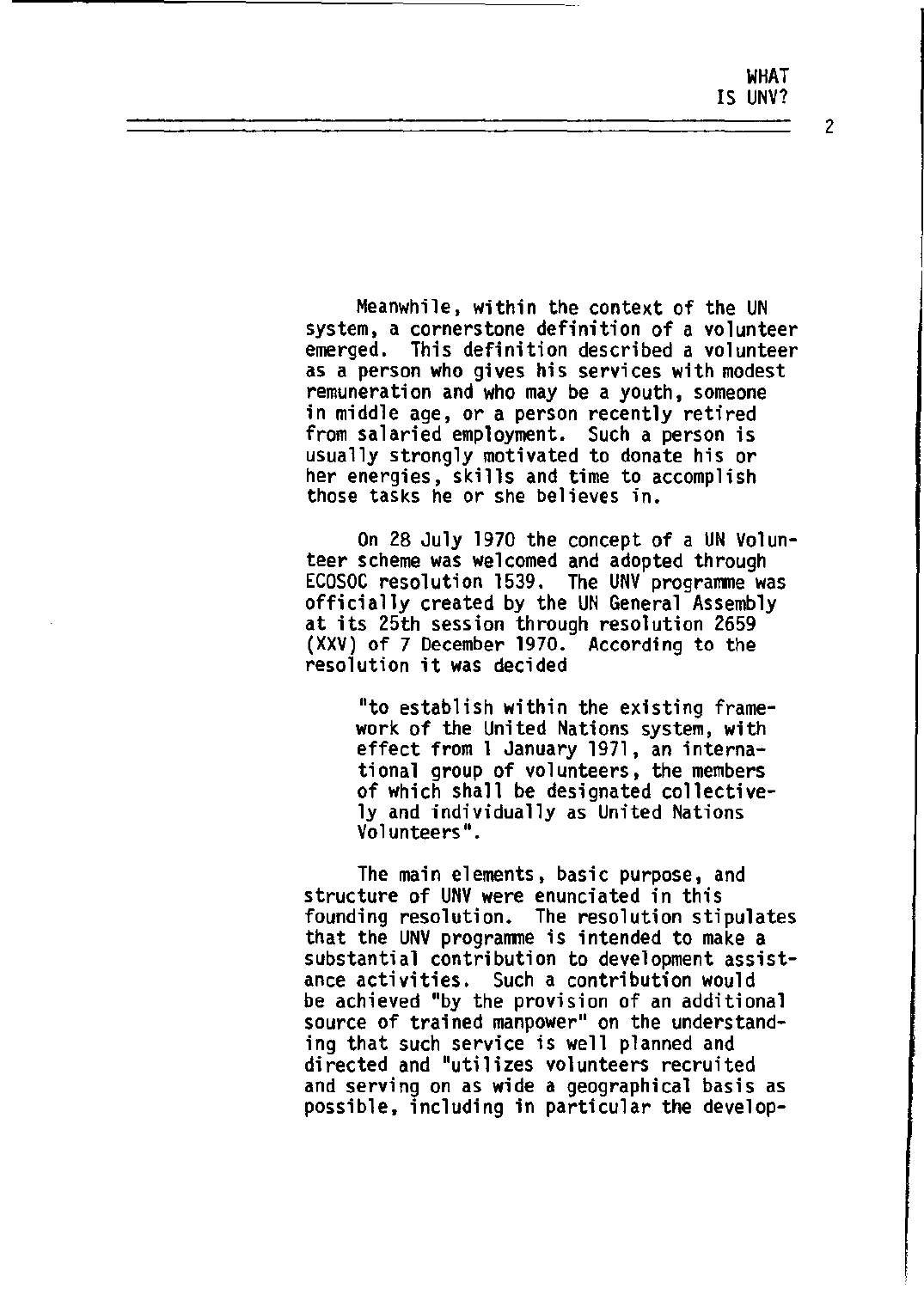Meanwhile, within the context of the UN system, a cornerstone definition of a volunteer emerged. This definition described a volunteer as a person who gives his services with modest remuneration and who may be a youth, someone in middle age, or a person recently retired from salaried employment. Such a person is usually strongly motivated to donate his or her energies, skills and time to accomplish those tasks he or she believes in.

On 28 July 1970 the concept of a UN Volunteer scheme was welcomed and adopted through ECOSOC resolution 1539. The UNV programme was officially created by the UN General Assembly at its 25th session through resolution 2659 (XXV) of 7 December 1970. According to the resolution it was decided

> "to establish within the existing framework of the United Nations system, with effect from 1 January 1971, an international group of volunteers, the members of which shall be designated collectively and individually as United Nations Volunteers".

The main elements, basic purpose, and structure of UNV were enunciated in this founding resolution. The resolution stipulates that the UNV programme is intended to make a substantial contribution to development assistance activities. Such a contribution would be achieved "by the provision of an additional source of trained manpower" on the understanding that such service is well planned and directed and "utilizes volunteers recruited and serving on as wide a geographical basis as possible, including in particular the develop-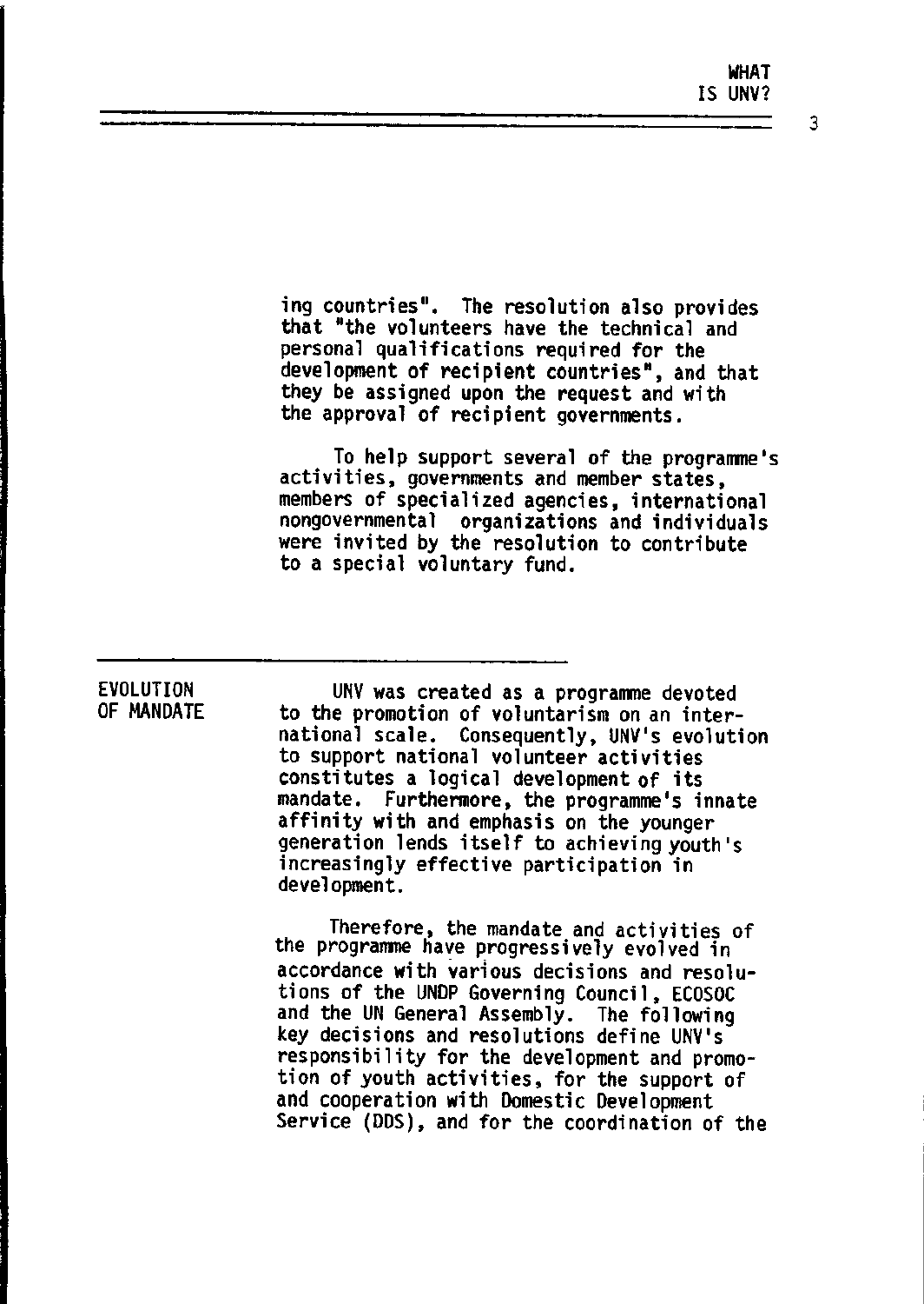ing countries". The resolution also provides that "the volunteers have the technical and personal qualifications required for the development of recipient countries", and that they be assigned upon the request and with the approval of recipient governments.

To help support several of the programme's activities, governments and member states, members of specialized agencies, international nongovernmental organizations and individuals were invited by the resolution to contribute to a special voluntary fund.

---

## EVOLUTION OF MANDATE

UNV was created as a programme devoted to the promotion of voluntarism on an international scale. Consequently, UNV's evolution to support national volunteer activities constitutes a logical development of its mandate. Furthermore, the programme's innate affinity with and emphasis on the younger generation lends itself to achieving youth's increasingly effective participation in development.

Therefore, the mandate and activities of the programme have progressively evolved in accordance with various decisions and resolutions of the UNDP Governing Council, ECOSOC and the UN General Assembly. The following key decisions and resolutions define UNV's responsibility for the development and promotion of youth activities, for the support of and cooperation with Domestic Development Service (DDS), and for the coordination of the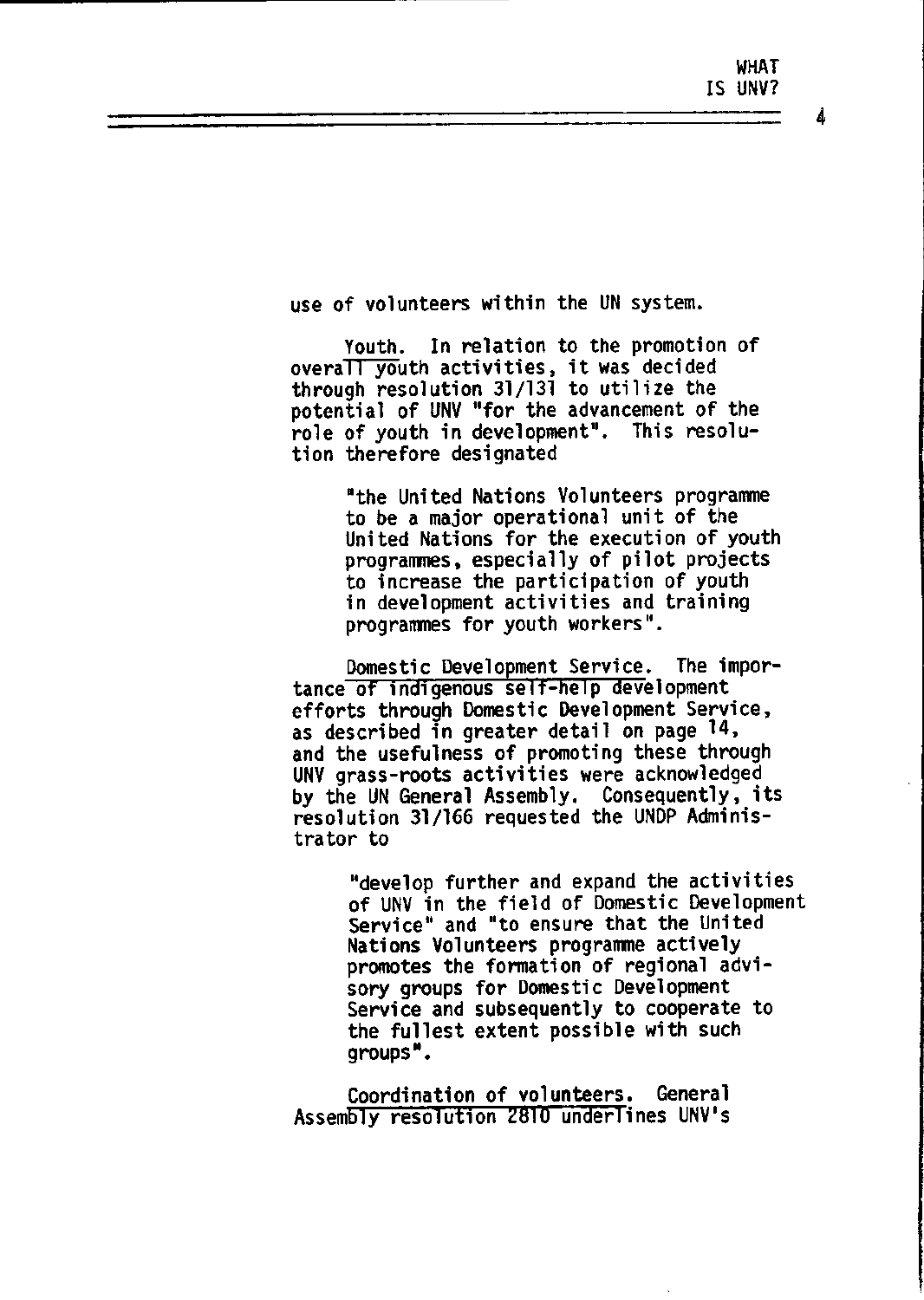use of volunteers within the UN system.

Youth. In relation to the promotion of overall youth activities, it was decided through resolution 31/131 to utilize the potential of UNV "for the advancement of the role of youth in development". This resolution therefore designated

> "the United Nations Volunteers programme to be a major operational unit of the United Nations for the execution of youth programmes, especially of pilot projects to increase the participation of youth in development activities and training programmes for youth workers".

Domestic Development Service. The importance of indigenous self-help development efforts through Domestic Development Service, as described in greater detail on page 14, and the usefulness of promoting these through UNV grass-roots activities were acknowledged by the UN General Assembly. Consequently, its resolution 31/166 requested the UNDP Administrator to

> "develop further and expand the activities of UNV in the field of Domestic Development Service" and "to ensure that the United Nations Volunteers programme actively promotes the formation of regional advisory groups for Domestic Development Service and subsequently to cooperate to the fullest extent possible with such groups".

Coordination of volunteers. General Assembly resolution 2810 underlines UNV's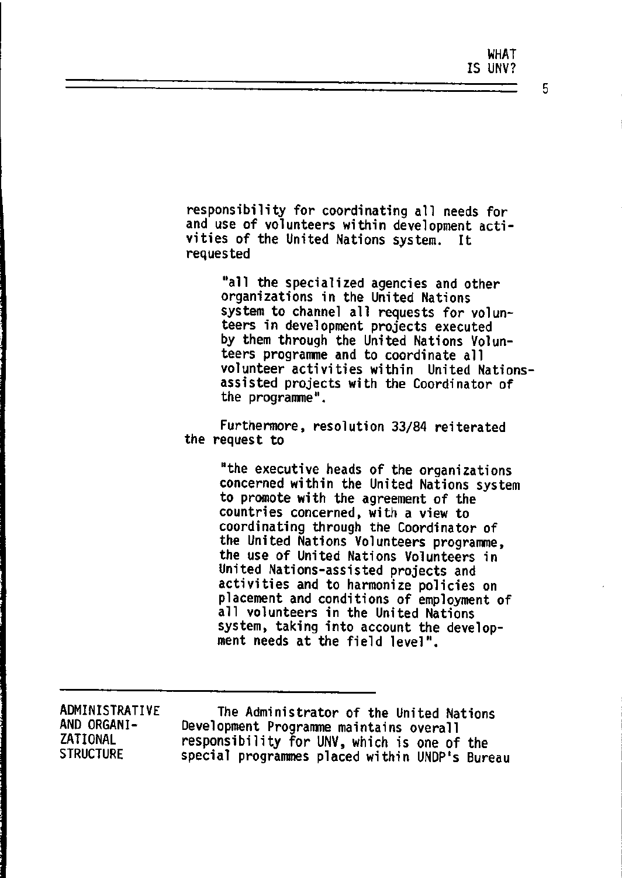responsibility for coordinating all needs for and use of volunteers within development activities of the United Nations system. It requested

> "all the specialized agencies and other organizations in the United Nations system to channel all requests for volunteers in development projects executed by them through the United Nations Volunteers programme and to coordinate all volunteer activities within United Nations-assisted projects with the Coordinator of the programme".

Furthermore, resolution 33/84 reiterated the request to

> "the executive heads of the organizations concerned within the United Nations system to promote with the agreement of the countries concerned, with a view to coordinating through the Coordinator of the United Nations Volunteers programme, the use of United Nations Volunteers in United Nations-assisted projects and activities and to harmonize policies on placement and conditions of employment of all volunteers in the United Nations system, taking into account the development needs at the field level".

## ADMINISTRATIVE AND ORGANIZATIONAL STRUCTURE

The Administrator of the United Nations Development Programme maintains overall responsibility for UNV, which is one of the special programmes placed within UNDP's Bureau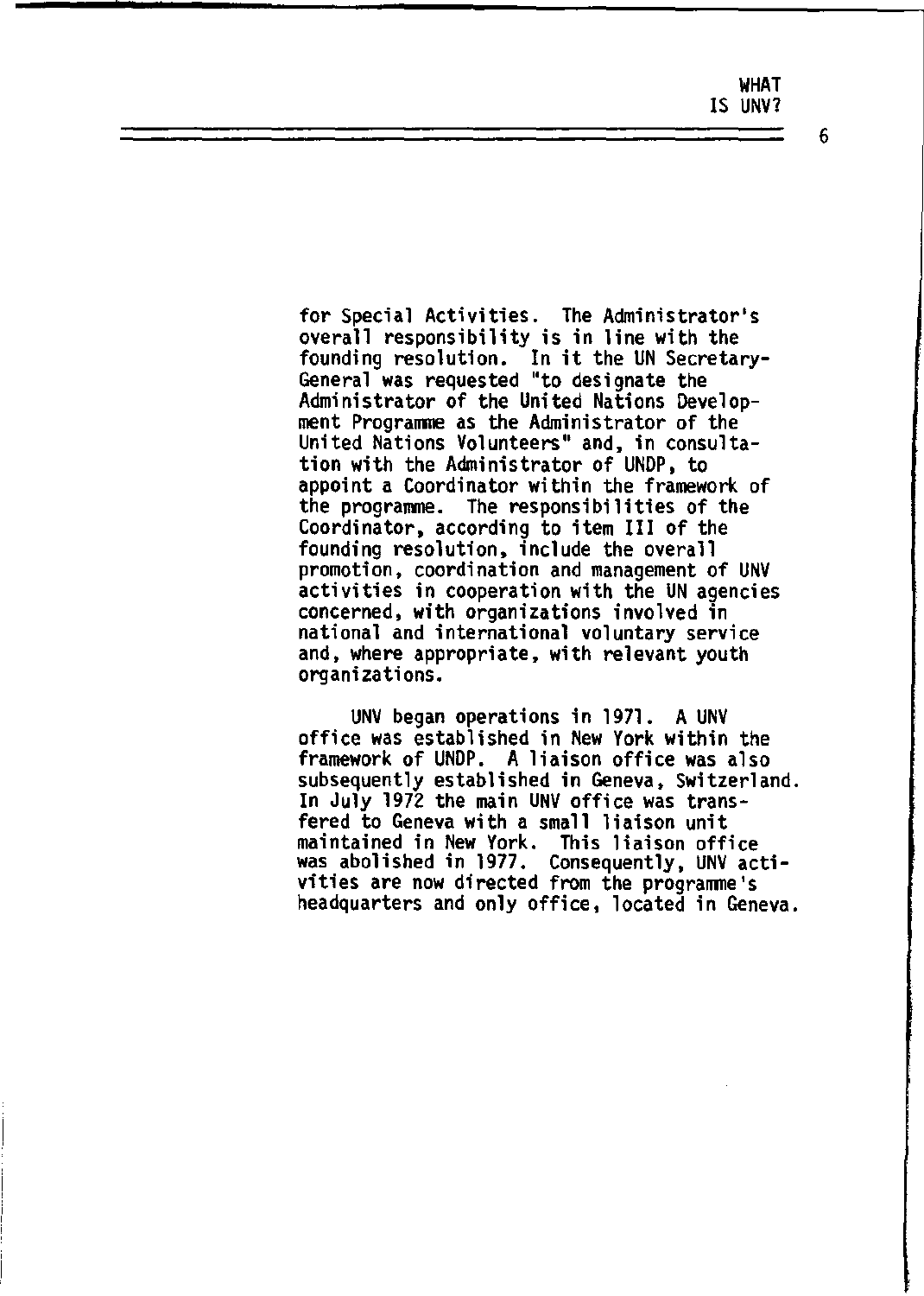for Special Activities. The Administrator's overall responsibility is in line with the founding resolution. In it the UN Secretary-General was requested "to designate the Administrator of the United Nations Development Programme as the Administrator of the United Nations Volunteers" and, in consultation with the Administrator of UNDP, to appoint a Coordinator within the framework of the programme. The responsibilities of the Coordinator, according to item III of the founding resolution, include the overall promotion, coordination and management of UNV activities in cooperation with the UN agencies concerned, with organizations involved in national and international voluntary service and, where appropriate, with relevant youth organizations.

UNV began operations in 1971. A UNV office was established in New York within the framework of UNDP. A liaison office was also subsequently established in Geneva, Switzerland. In July 1972 the main UNV office was transfered to Geneva with a small liaison unit maintained in New York. This liaison office was abolished in 1977. Consequently, UNV activities are now directed from the programme's headquarters and only office, located in Geneva.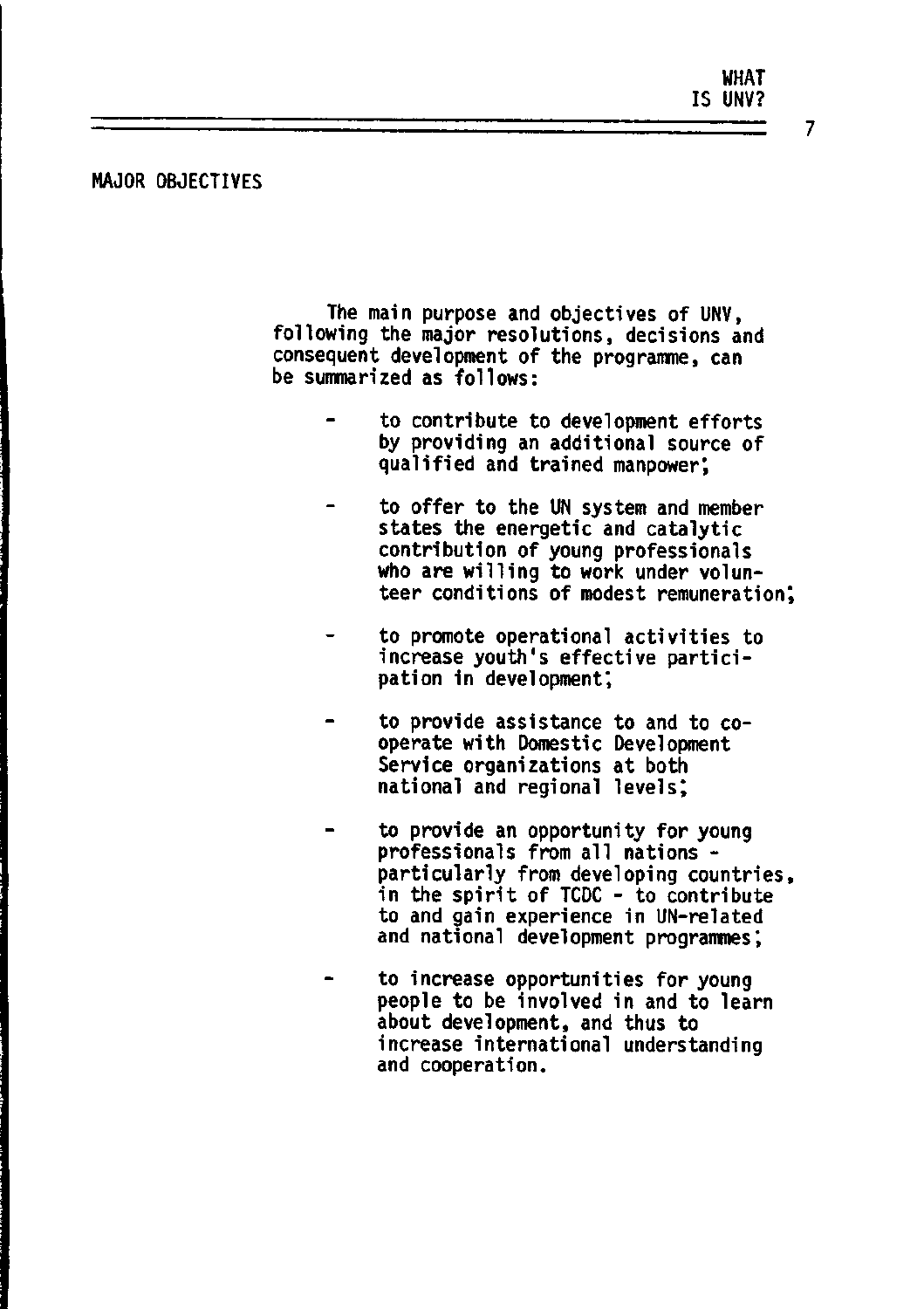## MAJOR OBJECTIVES

The main purpose and objectives of UNV, following the major resolutions, decisions and consequent development of the programme, can be summarized as follows:

- to contribute to development efforts by providing an additional source of qualified and trained manpower;
- to offer to the UN system and member states the energetic and catalytic contribution of young professionals who are willing to work under volunteer conditions of modest remuneration;
- to promote operational activities to increase youth's effective participation in development;
- to provide assistance to and to co-operate with Domestic Development Service organizations at both national and regional levels;
- to provide an opportunity for young professionals from all nations - particularly from developing countries, in the spirit of TCDC - to contribute to and gain experience in UN-related and national development programmes;
- to increase opportunities for young people to be involved in and to learn about development, and thus to increase international understanding and cooperation.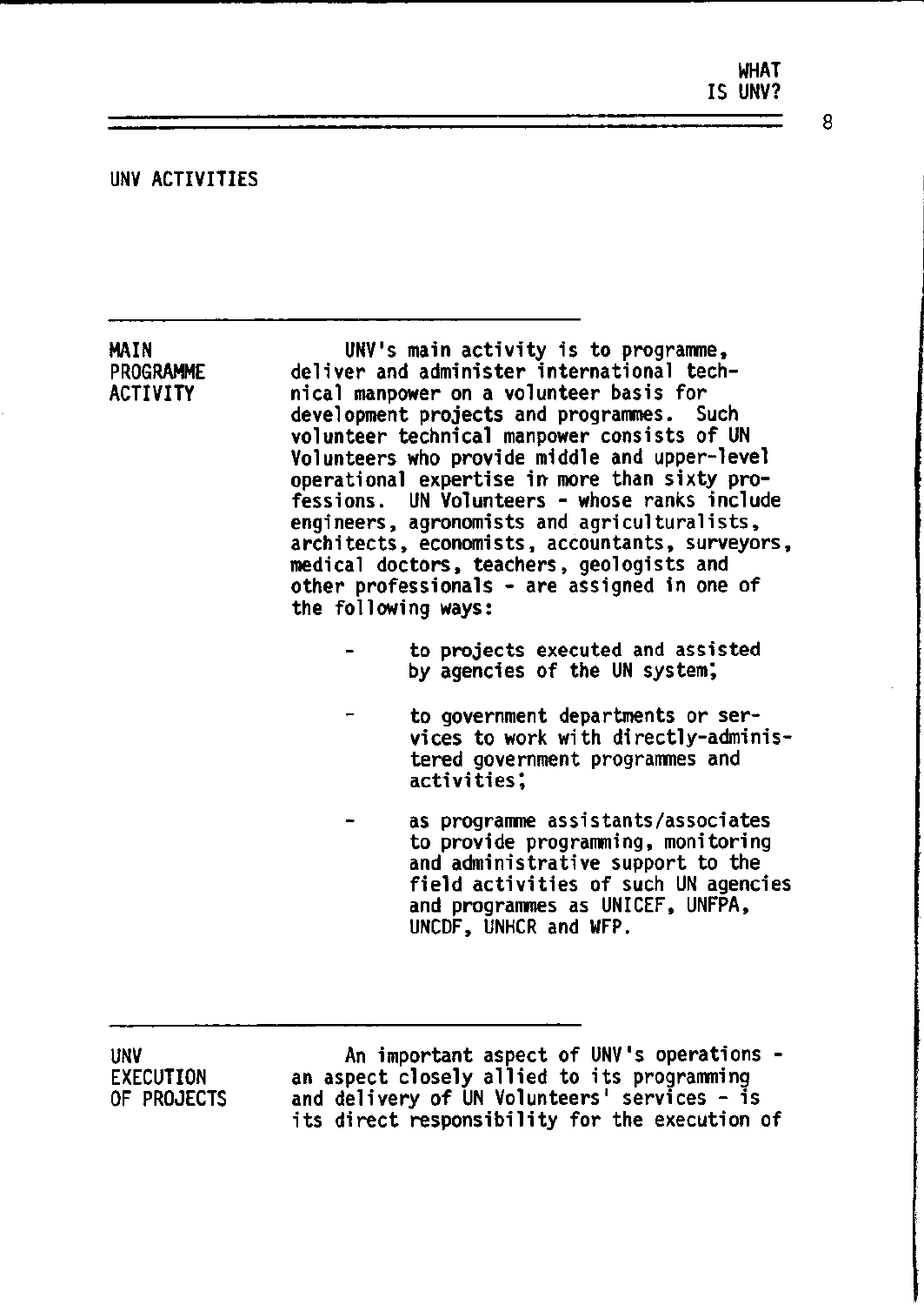## UNV ACTIVITIES

### MAIN PROGRAMME ACTIVITY

UNV's main activity is to programme, deliver and administer international technical manpower on a volunteer basis for development projects and programmes. Such volunteer technical manpower consists of UN Volunteers who provide middle and upper-level operational expertise in more than sixty professions. UN Volunteers - whose ranks include engineers, agronomists and agriculturalists, architects, economists, accountants, surveyors, medical doctors, teachers, geologists and other professionals - are assigned in one of the following ways:

- to projects executed and assisted by agencies of the UN system;
- to government departments or services to work with directly-administered government programmes and activities;
- as programme assistants/associates to provide programming, monitoring and administrative support to the field activities of such UN agencies and programmes as UNICEF, UNFPA, UNCDF, UNHCR and WFP.

### UNV EXECUTION OF PROJECTS

An important aspect of UNV's operations - an aspect closely allied to its programming and delivery of UN Volunteers' services - is its direct responsibility for the execution of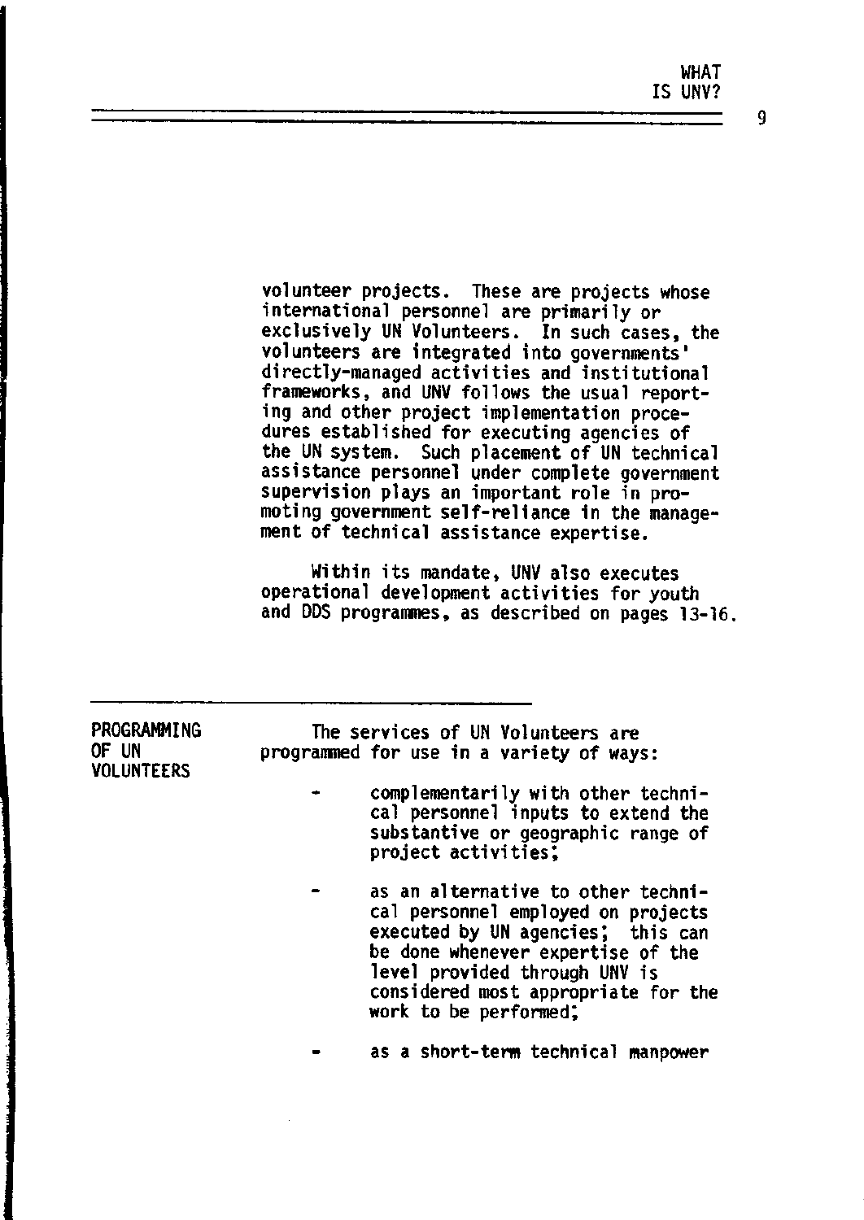volunteer projects. These are projects whose international personnel are primarily or exclusively UN Volunteers. In such cases, the volunteers are integrated into governments' directly-managed activities and institutional frameworks, and UNV follows the usual reporting and other project implementation procedures established for executing agencies of the UN system. Such placement of UN technical assistance personnel under complete government supervision plays an important role in promoting government self-reliance in the management of technical assistance expertise.

Within its mandate, UNV also executes operational development activities for youth and DDS programmes, as described on pages 13-16.

## PROGRAMMING OF UN VOLUNTEERS

The services of UN Volunteers are programmed for use in a variety of ways:

- complementarily with other technical personnel inputs to extend the substantive or geographic range of project activities;

- as an alternative to other technical personnel employed on projects executed by UN agencies; this can be done whenever expertise of the level provided through UNV is considered most appropriate for the work to be performed;

- as a short-term technical manpower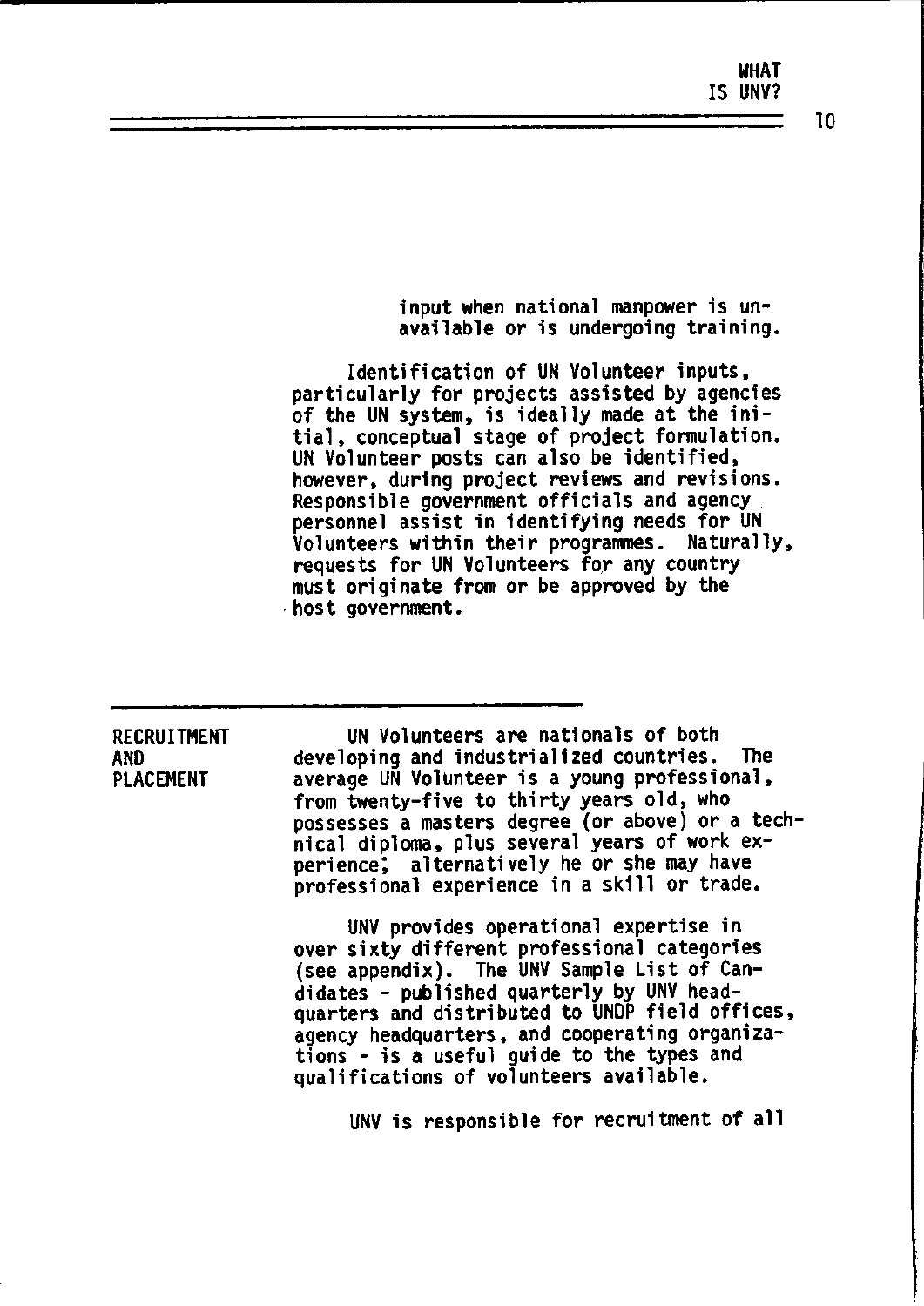input when national manpower is unavailable or is undergoing training.

Identification of UN Volunteer inputs, particularly for projects assisted by agencies of the UN system, is ideally made at the initial, conceptual stage of project formulation. UN Volunteer posts can also be identified, however, during project reviews and revisions. Responsible government officials and agency personnel assist in identifying needs for UN Volunteers within their programmes. Naturally, requests for UN Volunteers for any country must originate from or be approved by the host government.

## RECRUITMENT AND PLACEMENT

UN Volunteers are nationals of both developing and industrialized countries. The average UN Volunteer is a young professional, from twenty-five to thirty years old, who possesses a masters degree (or above) or a technical diploma, plus several years of work experience; alternatively he or she may have professional experience in a skill or trade.

UNV provides operational expertise in over sixty different professional categories (see appendix). The UNV Sample List of Candidates - published quarterly by UNV headquarters and distributed to UNDP field offices, agency headquarters, and cooperating organizations - is a useful guide to the types and qualifications of volunteers available.

UNV is responsible for recruitment of all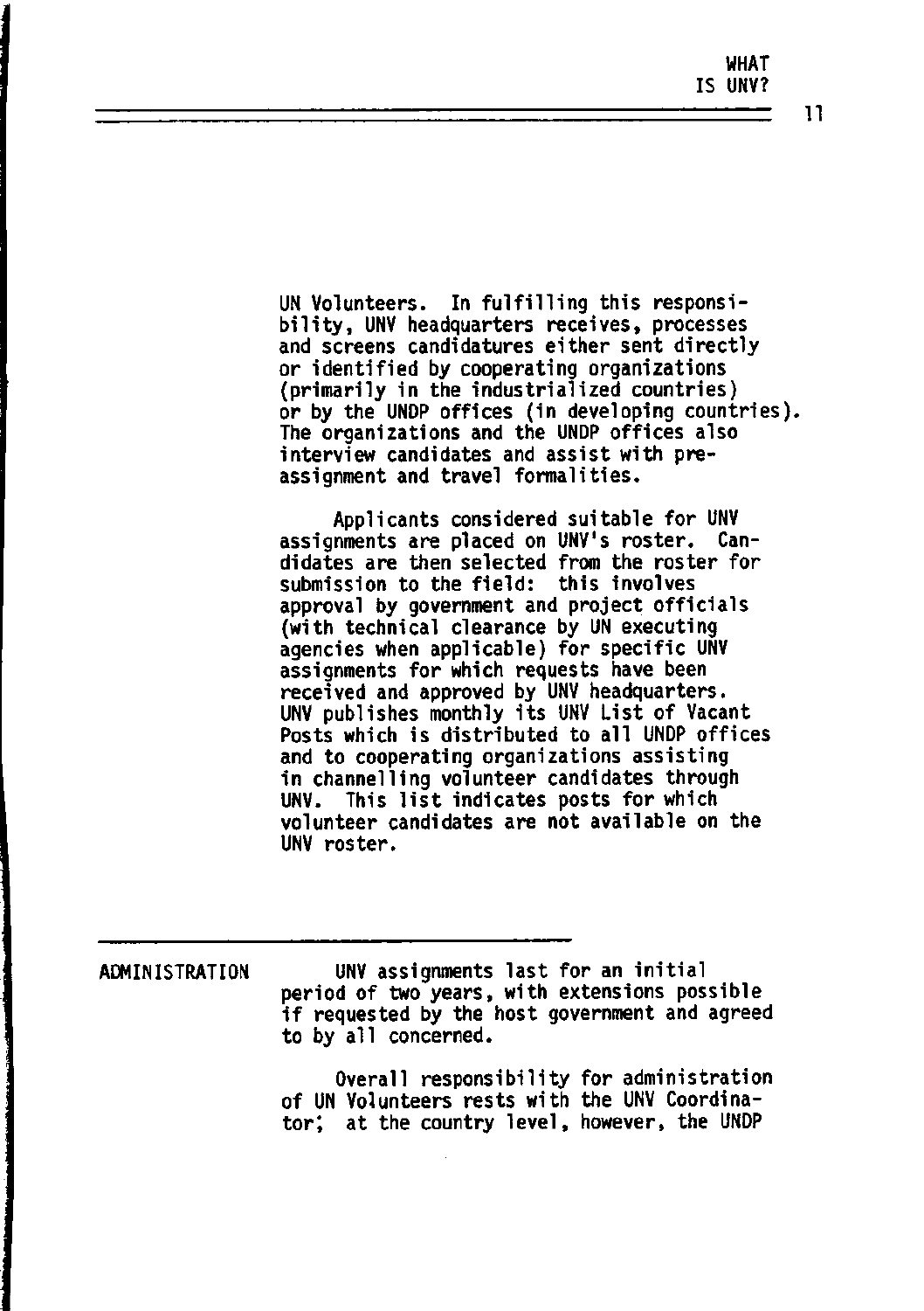UN Volunteers. In fulfilling this responsibility, UNV headquarters receives, processes and screens candidatures either sent directly or identified by cooperating organizations (primarily in the industrialized countries) or by the UNDP offices (in developing countries). The organizations and the UNDP offices also interview candidates and assist with pre-assignment and travel formalities.

Applicants considered suitable for UNV assignments are placed on UNV's roster. Candidates are then selected from the roster for submission to the field: this involves approval by government and project officials (with technical clearance by UN executing agencies when applicable) for specific UNV assignments for which requests have been received and approved by UNV headquarters. UNV publishes monthly its UNV List of Vacant Posts which is distributed to all UNDP offices and to cooperating organizations assisting in channelling volunteer candidates through UNV. This list indicates posts for which volunteer candidates are not available on the UNV roster.

## ADMINISTRATION

UNV assignments last for an initial period of two years, with extensions possible if requested by the host government and agreed to by all concerned.

Overall responsibility for administration of UN Volunteers rests with the UNV Coordinator; at the country level, however, the UNDP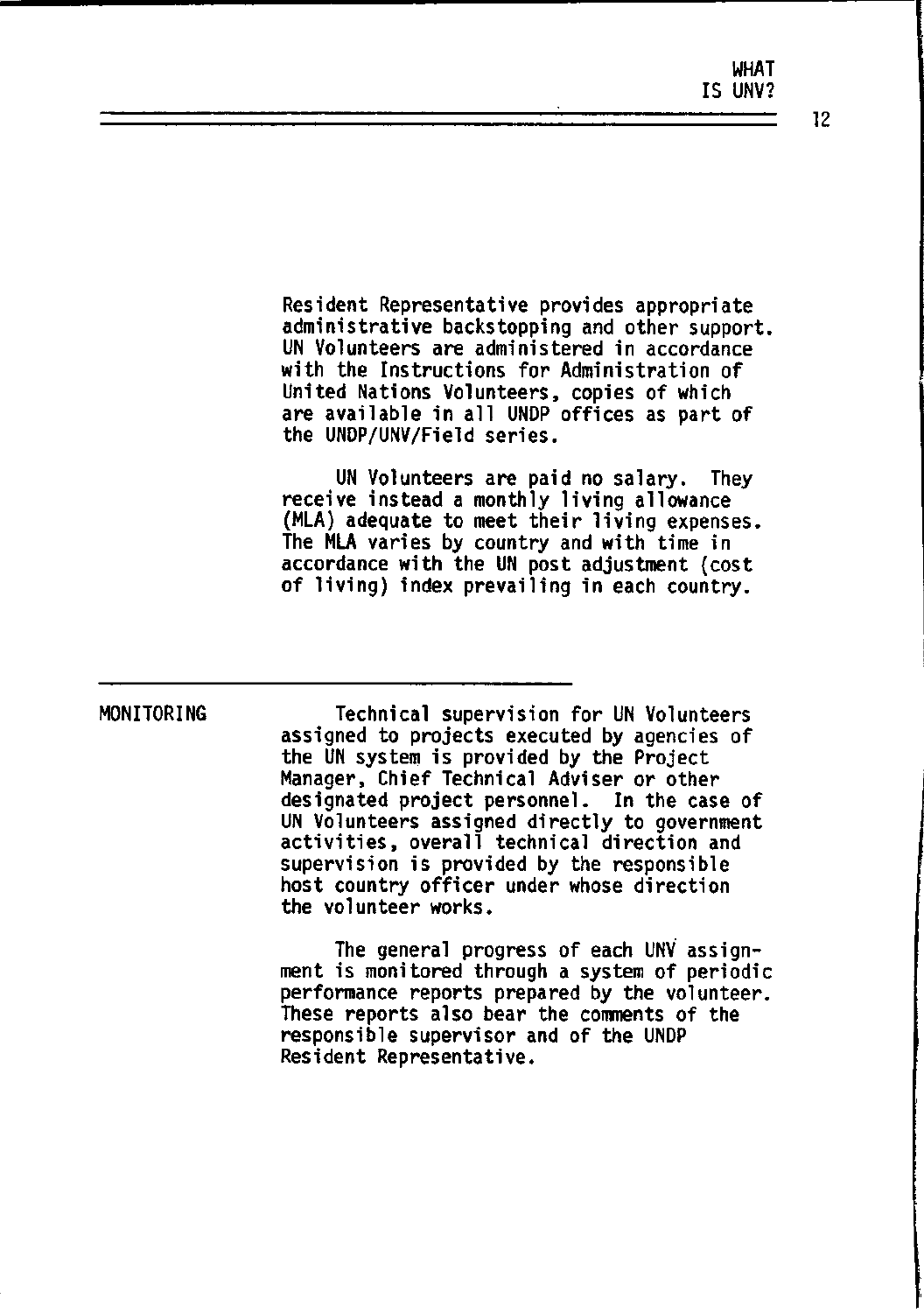Resident Representative provides appropriate administrative backstopping and other support. UN Volunteers are administered in accordance with the Instructions for Administration of United Nations Volunteers, copies of which are available in all UNDP offices as part of the UNDP/UNV/Field series.

UN Volunteers are paid no salary. They receive instead a monthly living allowance (MLA) adequate to meet their living expenses. The MLA varies by country and with time in accordance with the UN post adjustment (cost of living) index prevailing in each country.

## MONITORING

Technical supervision for UN Volunteers assigned to projects executed by agencies of the UN system is provided by the Project Manager, Chief Technical Adviser or other designated project personnel. In the case of UN Volunteers assigned directly to government activities, overall technical direction and supervision is provided by the responsible host country officer under whose direction the volunteer works.

The general progress of each UNV assignment is monitored through a system of periodic performance reports prepared by the volunteer. These reports also bear the comments of the responsible supervisor and of the UNDP Resident Representative.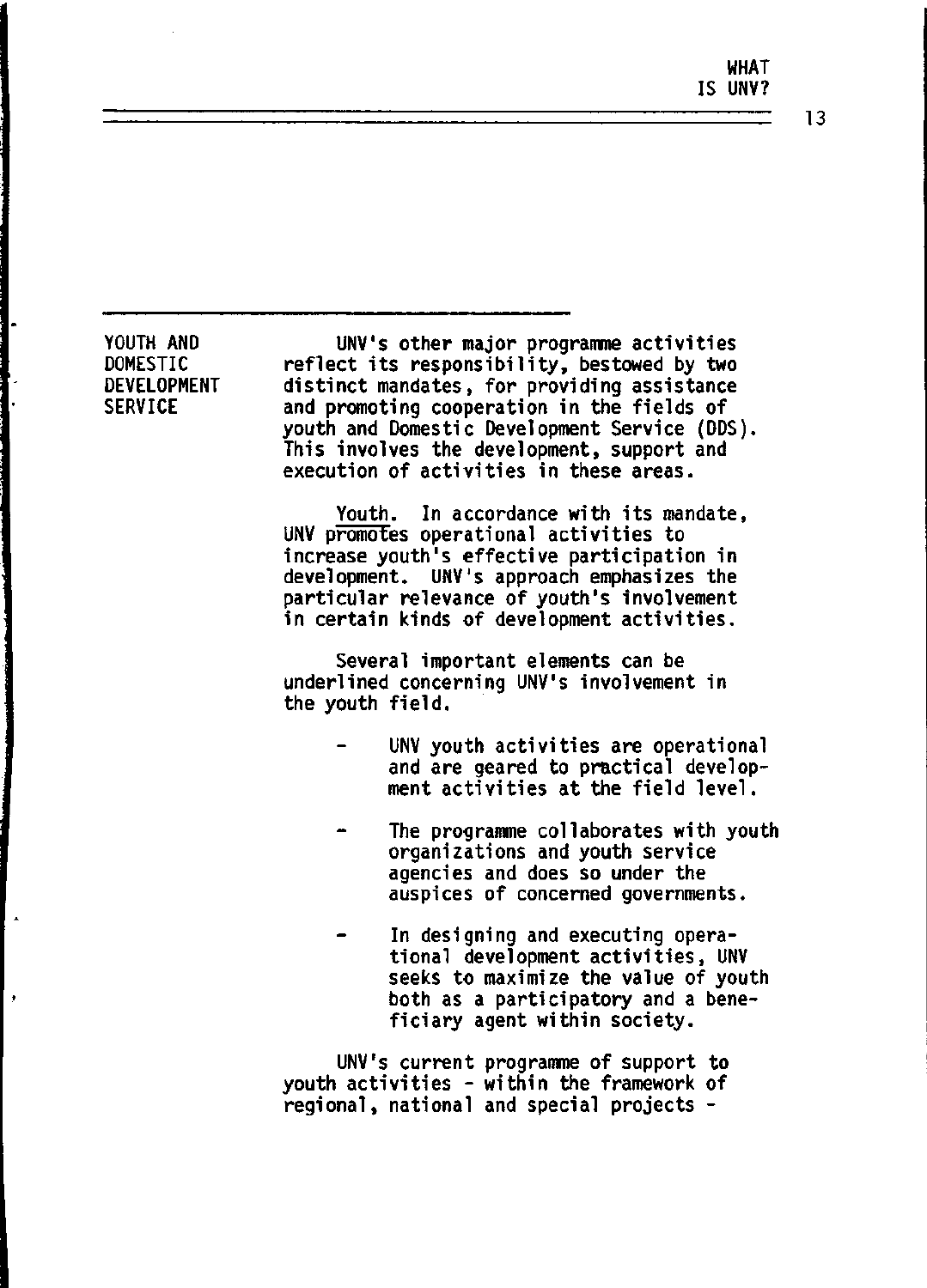## YOUTH AND DOMESTIC DEVELOPMENT SERVICE

UNV's other major programme activities reflect its responsibility, bestowed by two distinct mandates, for providing assistance and promoting cooperation in the fields of youth and Domestic Development Service (DDS). This involves the development, support and execution of activities in these areas.

Youth. In accordance with its mandate, UNV promotes operational activities to increase youth's effective participation in development. UNV's approach emphasizes the particular relevance of youth's involvement in certain kinds of development activities.

Several important elements can be underlined concerning UNV's involvement in the youth field.

- UNV youth activities are operational and are geared to practical development activities at the field level.
- The programme collaborates with youth organizations and youth service agencies and does so under the auspices of concerned governments.
- In designing and executing operational development activities, UNV seeks to maximize the value of youth both as a participatory and a beneficiary agent within society.

UNV's current programme of support to youth activities - within the framework of regional, national and special projects -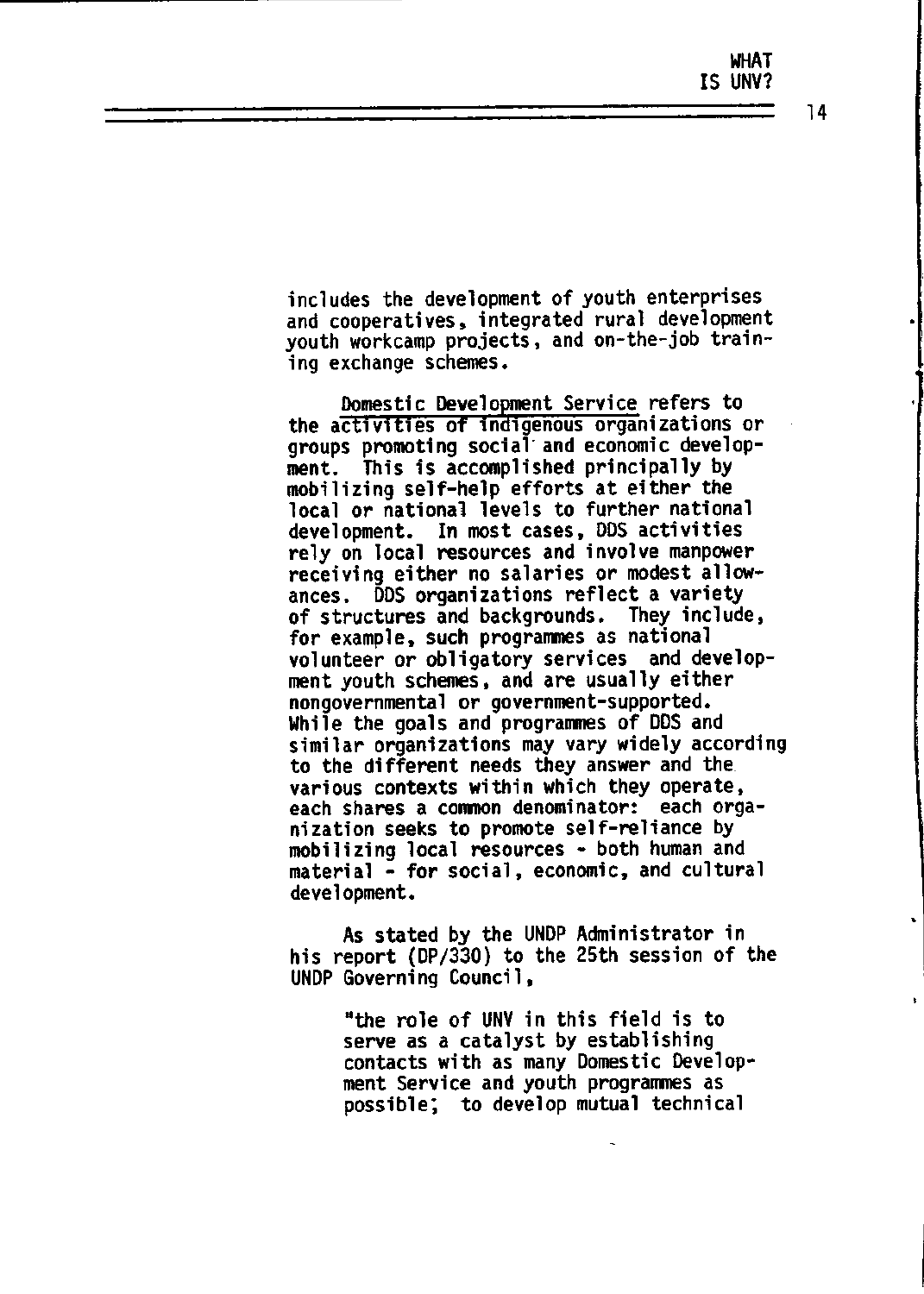includes the development of youth enterprises and cooperatives, integrated rural development youth workcamp projects, and on-the-job training exchange schemes.

Domestic Development Service refers to the activities of indigenous organizations or groups promoting social and economic development. This is accomplished principally by mobilizing self-help efforts at either the local or national levels to further national development. In most cases, DDS activities rely on local resources and involve manpower receiving either no salaries or modest allowances. DDS organizations reflect a variety of structures and backgrounds. They include, for example, such programmes as national volunteer or obligatory services and development youth schemes, and are usually either nongovernmental or government-supported. While the goals and programmes of DDS and similar organizations may vary widely according to the different needs they answer and the various contexts within which they operate, each shares a common denominator: each organization seeks to promote self-reliance by mobilizing local resources - both human and material - for social, economic, and cultural development.

As stated by the UNDP Administrator in his report (DP/330) to the 25th session of the UNDP Governing Council,

> "the role of UNV in this field is to serve as a catalyst by establishing contacts with as many Domestic Development Service and youth programmes as possible; to develop mutual technical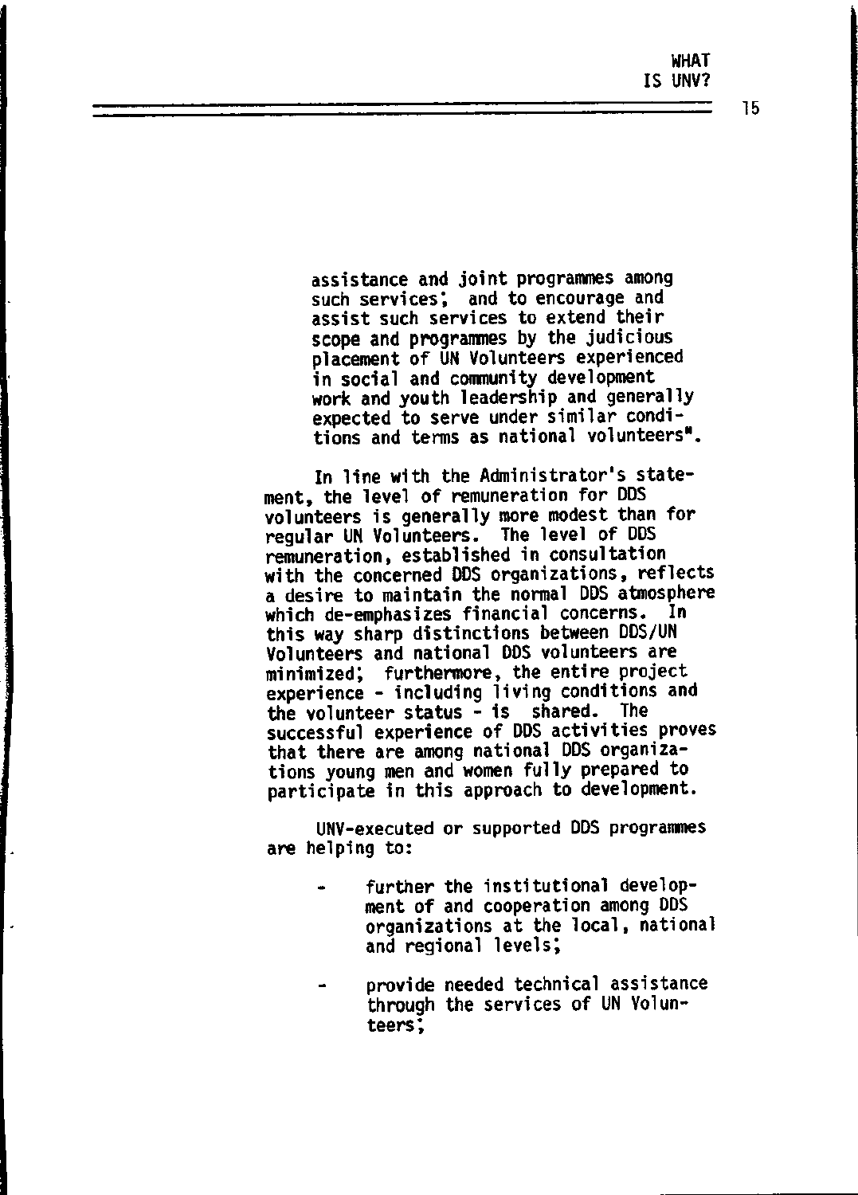assistance and joint programmes among such services; and to encourage and assist such services to extend their scope and programmes by the judicious placement of UN Volunteers experienced in social and community development work and youth leadership and generally expected to serve under similar conditions and terms as national volunteers".

In line with the Administrator's statement, the level of remuneration for DDS volunteers is generally more modest than for regular UN Volunteers. The level of DDS remuneration, established in consultation with the concerned DDS organizations, reflects a desire to maintain the normal DDS atmosphere which de-emphasizes financial concerns. In this way sharp distinctions between DDS/UN Volunteers and national DDS volunteers are minimized; furthermore, the entire project experience - including living conditions and the volunteer status - is shared. The successful experience of DDS activities proves that there are among national DDS organizations young men and women fully prepared to participate in this approach to development.

UNV-executed or supported DDS programmes are helping to:

- further the institutional development of and cooperation among DDS organizations at the local, national and regional levels;

- provide needed technical assistance through the services of UN Volunteers;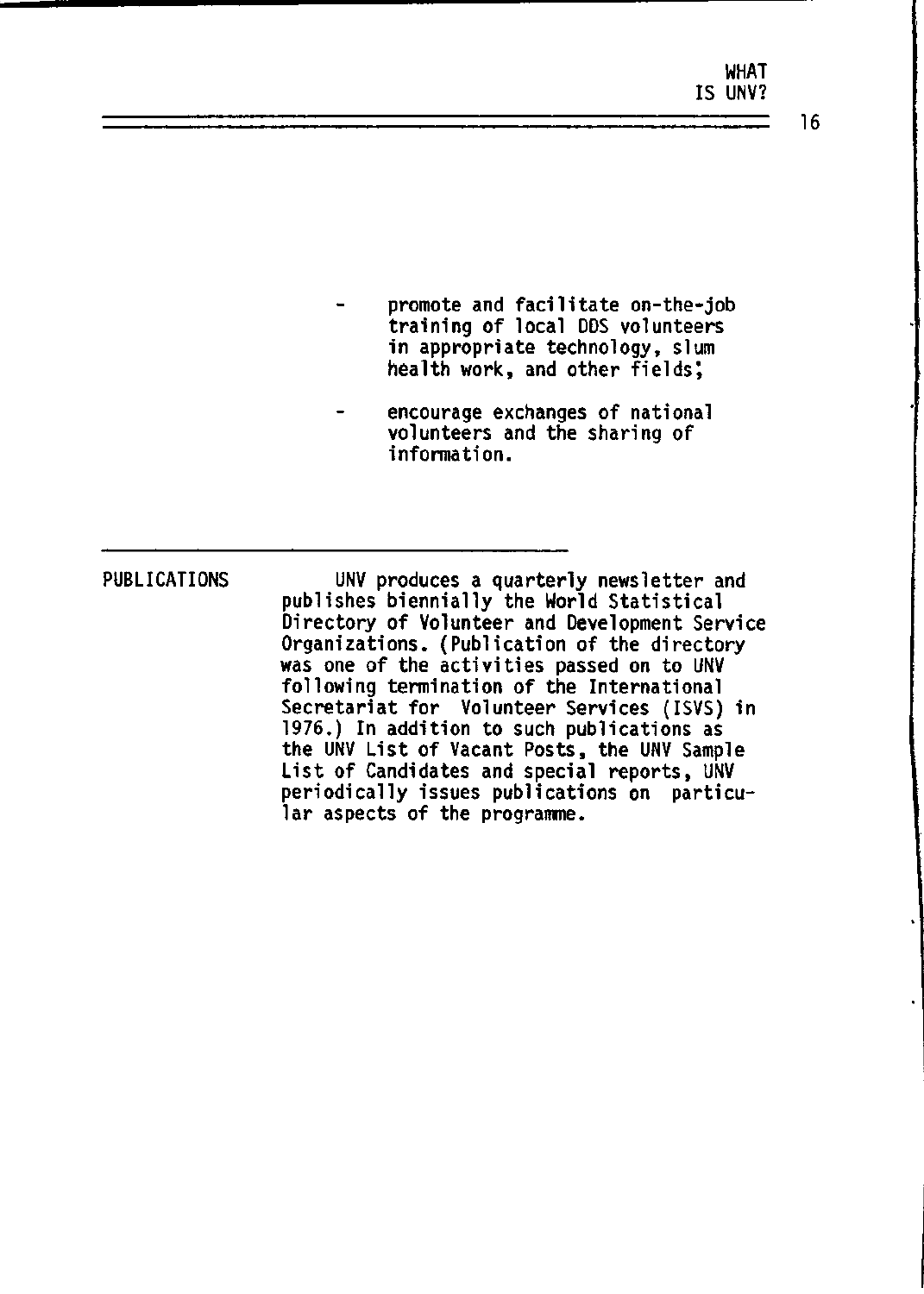- promote and facilitate on-the-job training of local DDS volunteers in appropriate technology, slum health work, and other fields;

- encourage exchanges of national volunteers and the sharing of information.

---

**PUBLICATIONS**

UNV produces a quarterly newsletter and publishes biennially the World Statistical Directory of Volunteer and Development Service Organizations. (Publication of the directory was one of the activities passed on to UNV following termination of the International Secretariat for Volunteer Services (ISVS) in 1976.) In addition to such publications as the UNV List of Vacant Posts, the UNV Sample List of Candidates and special reports, UNV periodically issues publications on particular aspects of the programme.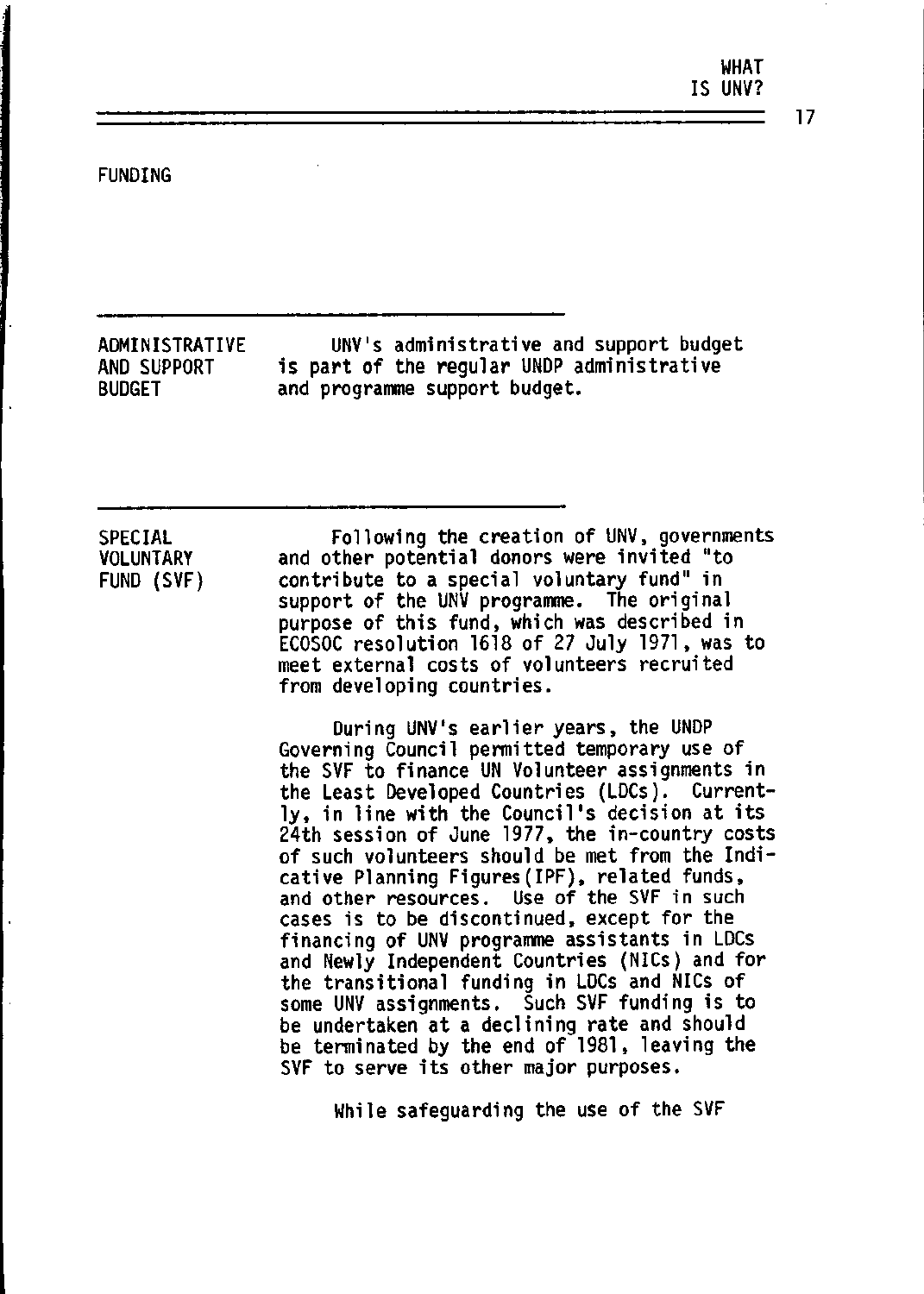## FUNDING

### ADMINISTRATIVE AND SUPPORT BUDGET

UNV's administrative and support budget is part of the regular UNDP administrative and programme support budget.

### SPECIAL VOLUNTARY FUND (SVF)

Following the creation of UNV, governments and other potential donors were invited "to contribute to a special voluntary fund" in support of the UNV programme. The original purpose of this fund, which was described in ECOSOC resolution 1618 of 27 July 1971, was to meet external costs of volunteers recruited from developing countries.

During UNV's earlier years, the UNDP Governing Council permitted temporary use of the SVF to finance UN Volunteer assignments in the Least Developed Countries (LDCs). Currently, in line with the Council's decision at its 24th session of June 1977, the in-country costs of such volunteers should be met from the Indicative Planning Figures (IPF), related funds, and other resources. Use of the SVF in such cases is to be discontinued, except for the financing of UNV programme assistants in LDCs and Newly Independent Countries (NICs) and for the transitional funding in LDCs and NICs of some UNV assignments. Such SVF funding is to be undertaken at a declining rate and should be terminated by the end of 1981, leaving the SVF to serve its other major purposes.

While safeguarding the use of the SVF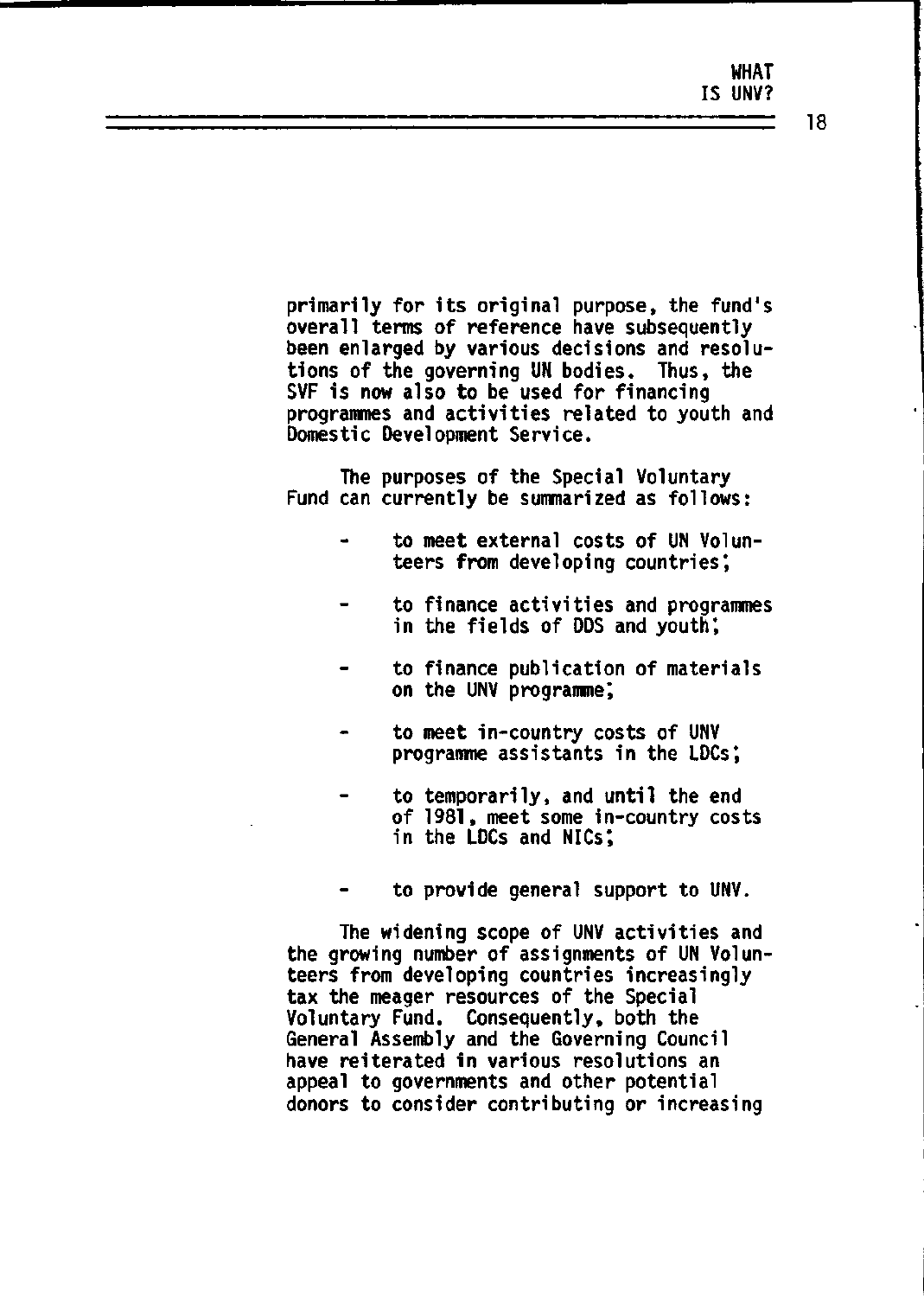primarily for its original purpose, the fund's overall terms of reference have subsequently been enlarged by various decisions and resolutions of the governing UN bodies. Thus, the SVF is now also to be used for financing programmes and activities related to youth and Domestic Development Service.

The purposes of the Special Voluntary Fund can currently be summarized as follows:

- to meet external costs of UN Volunteers from developing countries;

- to finance activities and programmes in the fields of DDS and youth;

- to finance publication of materials on the UNV programme;

- to meet in-country costs of UNV programme assistants in the LDCs;

- to temporarily, and until the end of 1981, meet some in-country costs in the LDCs and NICs;

- to provide general support to UNV.

The widening scope of UNV activities and the growing number of assignments of UN Volunteers from developing countries increasingly tax the meager resources of the Special Voluntary Fund. Consequently, both the General Assembly and the Governing Council have reiterated in various resolutions an appeal to governments and other potential donors to consider contributing or increasing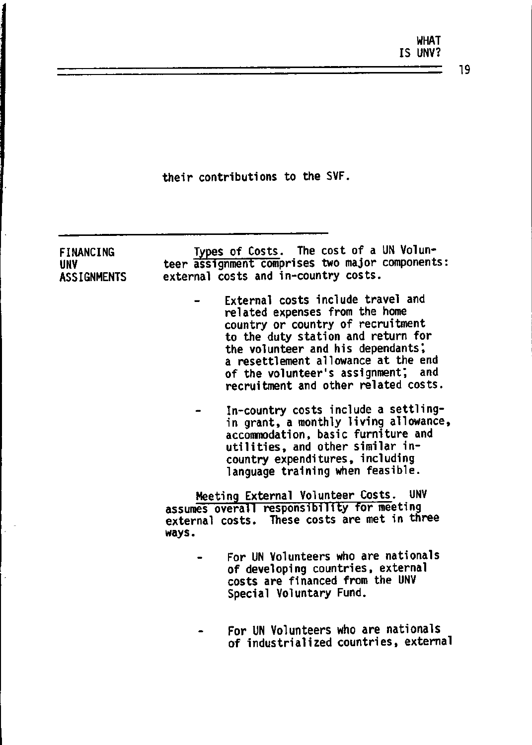their contributions to the SVF.

## FINANCING UNV ASSIGNMENTS

Types of Costs. The cost of a UN Volunteer assignment comprises two major components: external costs and in-country costs.

- External costs include travel and related expenses from the home country or country of recruitment to the duty station and return for the volunteer and his dependants; a resettlement allowance at the end of the volunteer's assignment; and recruitment and other related costs.

- In-country costs include a settling-in grant, a monthly living allowance, accommodation, basic furniture and utilities, and other similar in-country expenditures, including language training when feasible.

Meeting External Volunteer Costs. UNV assumes overall responsibility for meeting external costs. These costs are met in three ways.

- For UN Volunteers who are nationals of developing countries, external costs are financed from the UNV Special Voluntary Fund.

- For UN Volunteers who are nationals of industrialized countries, external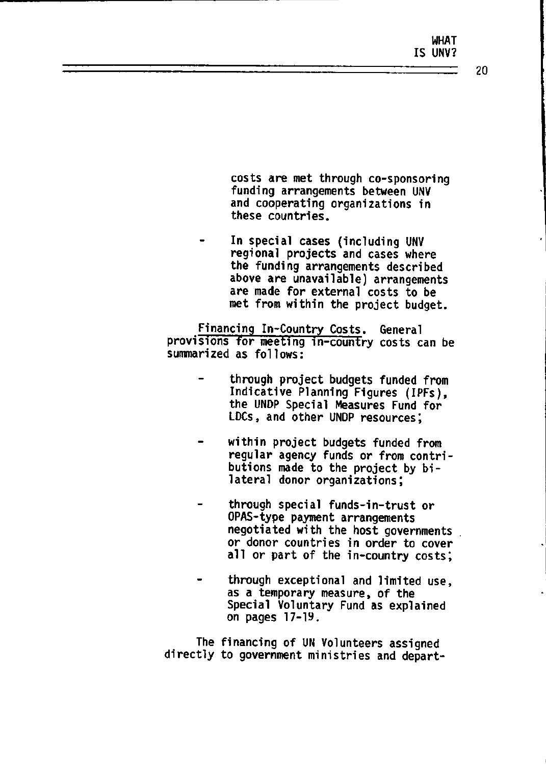costs are met through co-sponsoring funding arrangements between UNV and cooperating organizations in these countries.

- In special cases (including UNV regional projects and cases where the funding arrangements described above are unavailable) arrangements are made for external costs to be met from within the project budget.

Financing In-Country Costs. General provisions for meeting in-country costs can be summarized as follows:

- through project budgets funded from Indicative Planning Figures (IPFs), the UNDP Special Measures Fund for LDCs, and other UNDP resources;
- within project budgets funded from regular agency funds or from contributions made to the project by bilateral donor organizations;
- through special funds-in-trust or OPAS-type payment arrangements negotiated with the host governments or donor countries in order to cover all or part of the in-country costs;
- through exceptional and limited use, as a temporary measure, of the Special Voluntary Fund as explained on pages 17-19.

The financing of UN Volunteers assigned directly to government ministries and depart-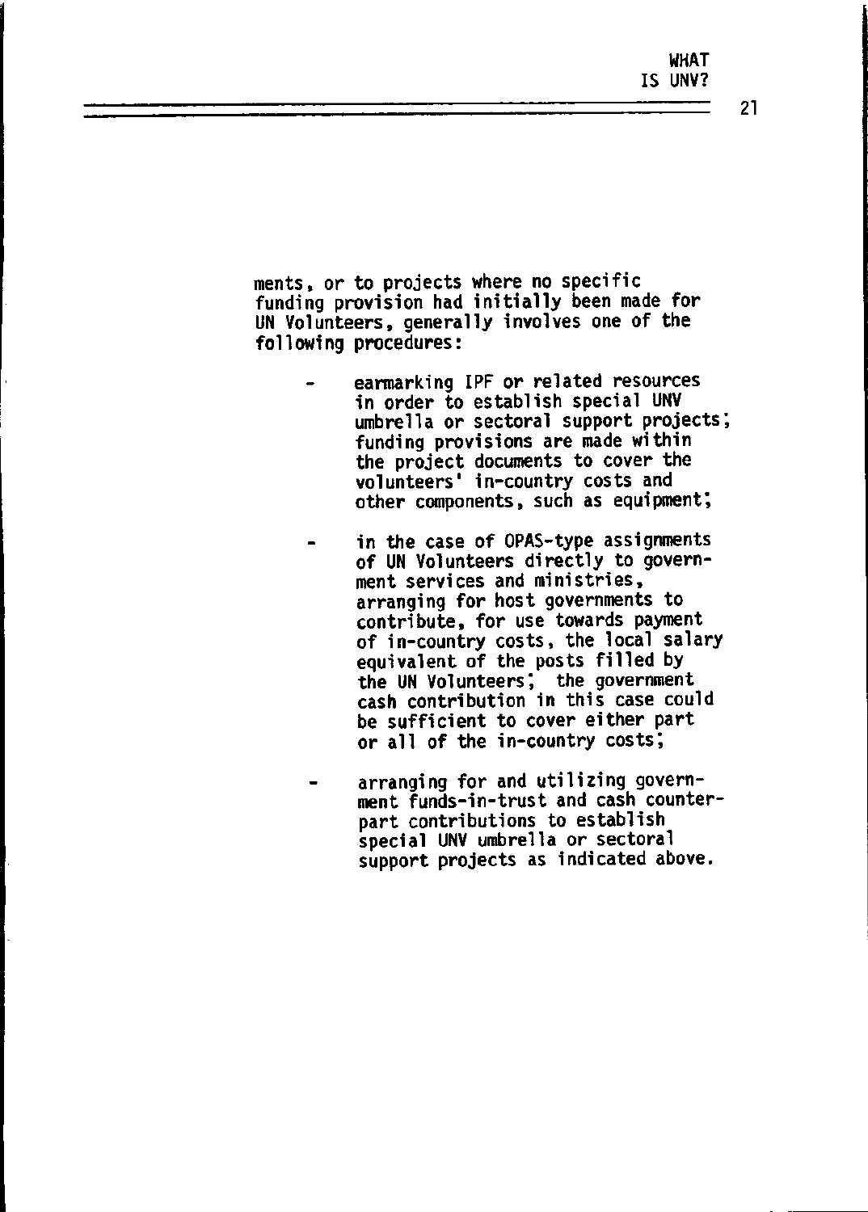ments, or to projects where no specific funding provision had initially been made for UN Volunteers, generally involves one of the following procedures:

- earmarking IPF or related resources in order to establish special UNV umbrella or sectoral support projects; funding provisions are made within the project documents to cover the volunteers' in-country costs and other components, such as equipment;

- in the case of OPAS-type assignments of UN Volunteers directly to government services and ministries, arranging for host governments to contribute, for use towards payment of in-country costs, the local salary equivalent of the posts filled by the UN Volunteers; the government cash contribution in this case could be sufficient to cover either part or all of the in-country costs;

- arranging for and utilizing government funds-in-trust and cash counterpart contributions to establish special UNV umbrella or sectoral support projects as indicated above.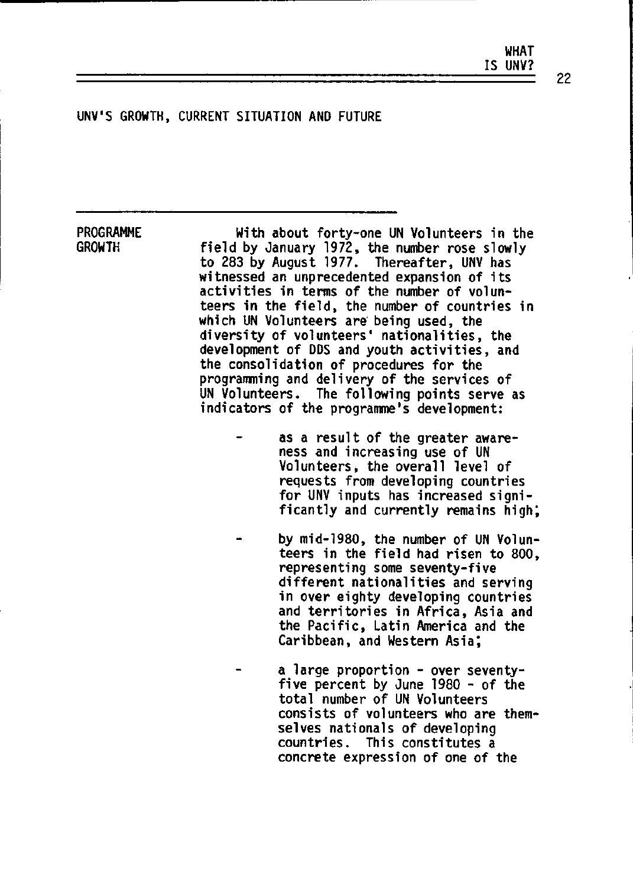## UNV'S GROWTH, CURRENT SITUATION AND FUTURE

### PROGRAMME GROWTH

With about forty-one UN Volunteers in the field by January 1972, the number rose slowly to 283 by August 1977. Thereafter, UNV has witnessed an unprecedented expansion of its activities in terms of the number of volunteers in the field, the number of countries in which UN Volunteers are being used, the diversity of volunteers' nationalities, the development of DDS and youth activities, and the consolidation of procedures for the programming and delivery of the services of UN Volunteers. The following points serve as indicators of the programme's development:

- as a result of the greater awareness and increasing use of UN Volunteers, the overall level of requests from developing countries for UNV inputs has increased significantly and currently remains high;

- by mid-1980, the number of UN Volunteers in the field had risen to 800, representing some seventy-five different nationalities and serving in over eighty developing countries and territories in Africa, Asia and the Pacific, Latin America and the Caribbean, and Western Asia;

- a large proportion - over seventy-five percent by June 1980 - of the total number of UN Volunteers consists of volunteers who are themselves nationals of developing countries. This constitutes a concrete expression of one of the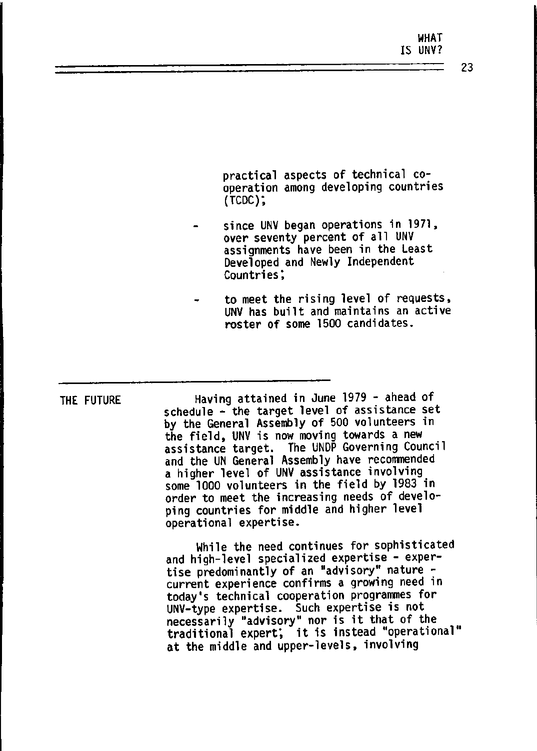practical aspects of technical co-operation among developing countries (TCDC);

- since UNV began operations in 1971, over seventy percent of all UNV assignments have been in the Least Developed and Newly Independent Countries;

- to meet the rising level of requests, UNV has built and maintains an active roster of some 1500 candidates.

## THE FUTURE

Having attained in June 1979 - ahead of schedule - the target level of assistance set by the General Assembly of 500 volunteers in the field, UNV is now moving towards a new assistance target. The UNDP Governing Council and the UN General Assembly have recommended a higher level of UNV assistance involving some 1000 volunteers in the field by 1983 in order to meet the increasing needs of developing countries for middle and higher level operational expertise.

While the need continues for sophisticated and high-level specialized expertise - expertise predominantly of an "advisory" nature - current experience confirms a growing need in today's technical cooperation programmes for UNV-type expertise. Such expertise is not necessarily "advisory" nor is it that of the traditional expert; it is instead "operational" at the middle and upper-levels, involving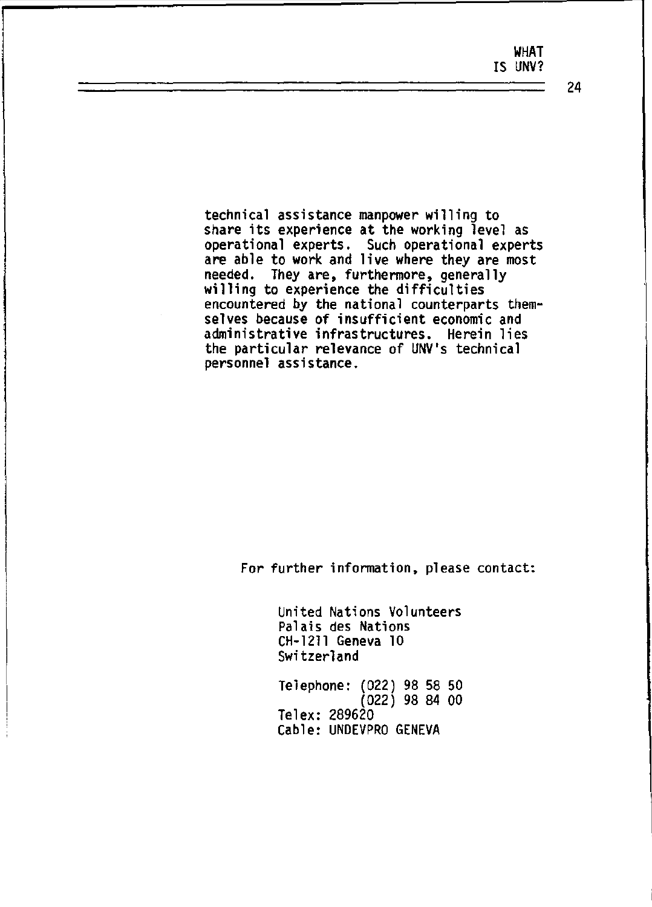technical assistance manpower willing to share its experience at the working level as operational experts. Such operational experts are able to work and live where they are most needed. They are, furthermore, generally willing to experience the difficulties encountered by the national counterparts themselves because of insufficient economic and administrative infrastructures. Herein lies the particular relevance of UNV's technical personnel assistance.

For further information, please contact:

United Nations Volunteers
Palais des Nations
CH-1211 Geneva 10
Switzerland

Telephone: (022) 98 58 50
(022) 98 84 00
Telex: 289620
Cable: UNDEVPRO GENEVA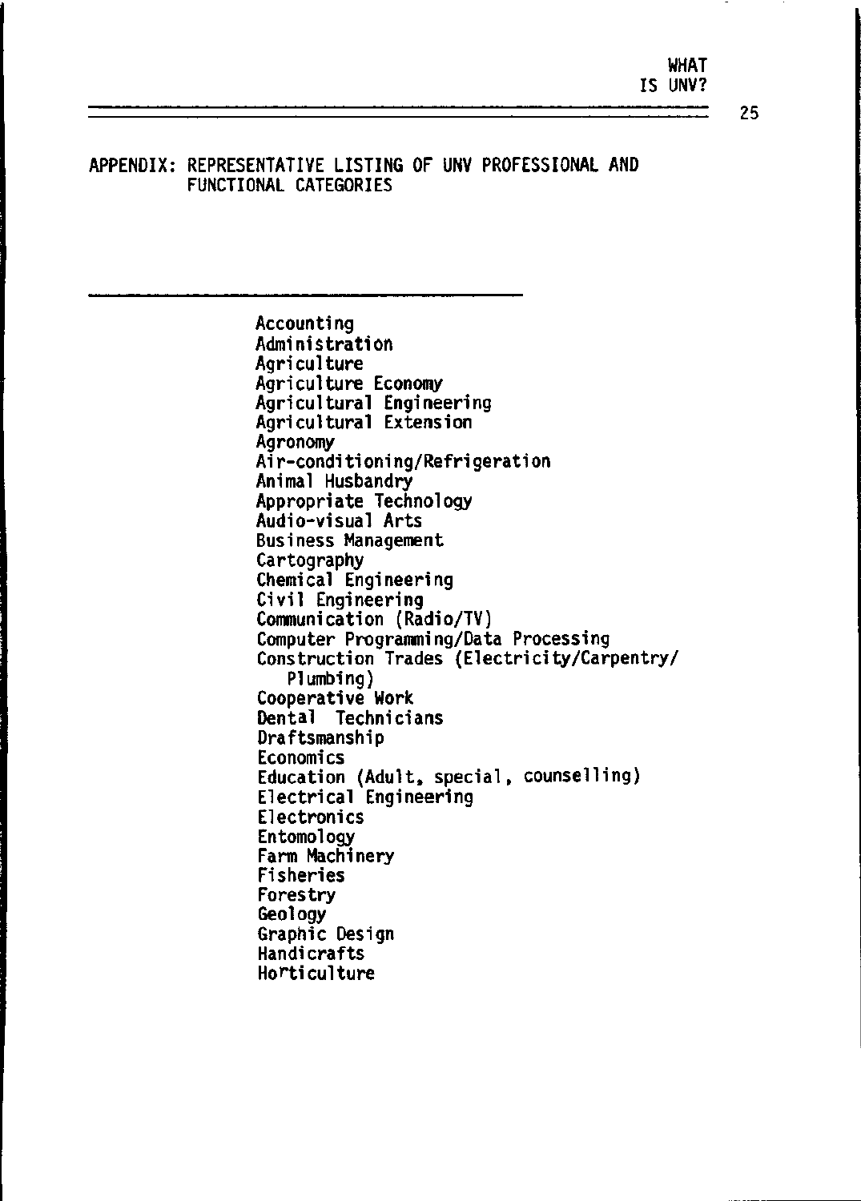## APPENDIX: REPRESENTATIVE LISTING OF UNV PROFESSIONAL AND FUNCTIONAL CATEGORIES

---

Accounting
Administration
Agriculture
Agriculture Economy
Agricultural Engineering
Agricultural Extension
Agronomy
Air-conditioning/Refrigeration
Animal Husbandry
Appropriate Technology
Audio-visual Arts
Business Management
Cartography
Chemical Engineering
Civil Engineering
Communication (Radio/TV)
Computer Programming/Data Processing
Construction Trades (Electricity/Carpentry/Plumbing)
Cooperative Work
Dental Technicians
Draftsmanship
Economics
Education (Adult, special, counselling)
Electrical Engineering
Electronics
Entomology
Farm Machinery
Fisheries
Forestry
Geology
Graphic Design
Handicrafts
Horticulture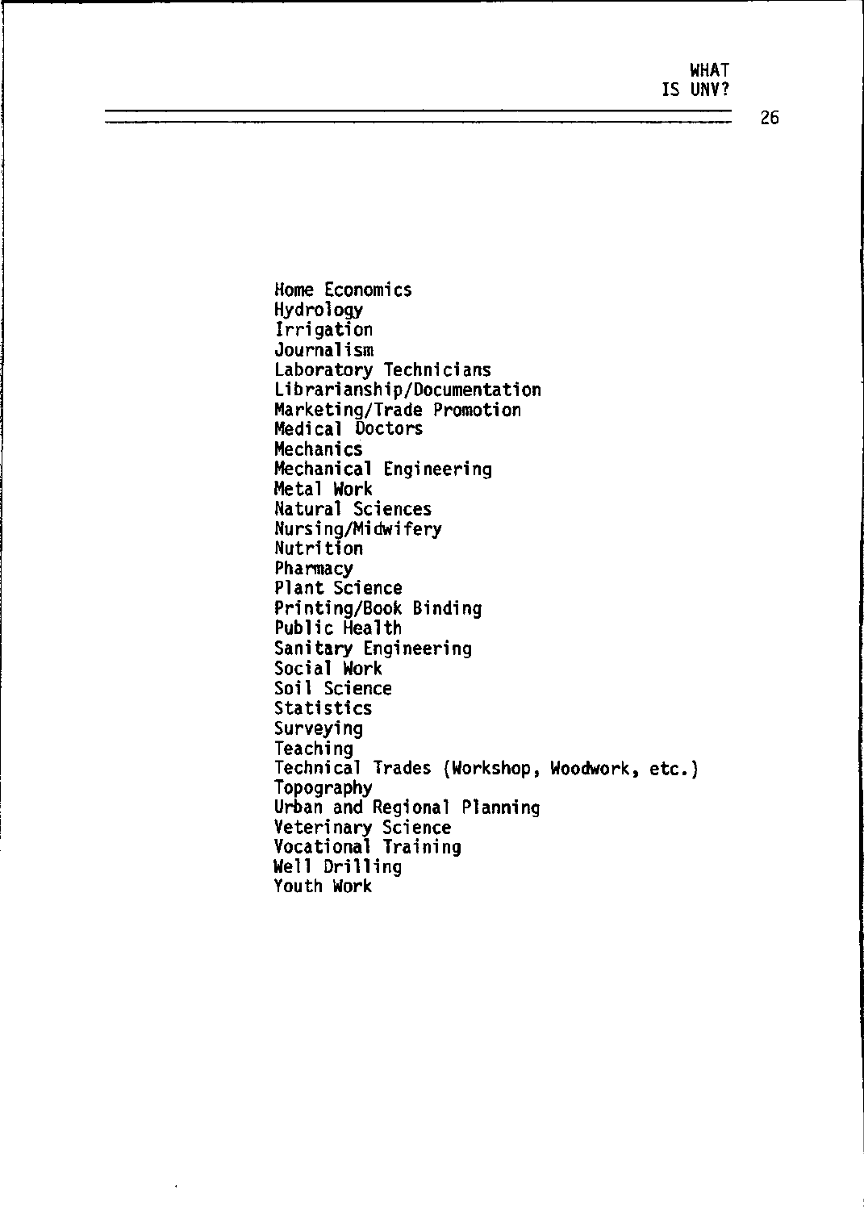Home Economics
Hydrology
Irrigation
Journalism
Laboratory Technicians
Librarianship/Documentation
Marketing/Trade Promotion
Medical Doctors
Mechanics
Mechanical Engineering
Metal Work
Natural Sciences
Nursing/Midwifery
Nutrition
Pharmacy
Plant Science
Printing/Book Binding
Public Health
Sanitary Engineering
Social Work
Soil Science
Statistics
Surveying
Teaching
Technical Trades (Workshop, Woodwork, etc.)
Topography
Urban and Regional Planning
Veterinary Science
Vocational Training
Well Drilling
Youth Work